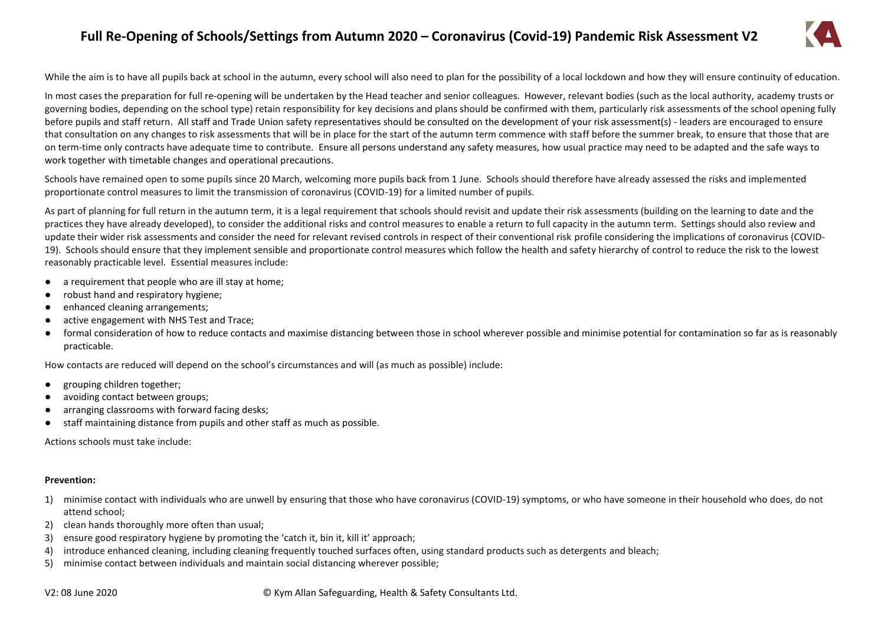# Full Re-Opening of Schools/Settings from Autumn 2020 – Coronavirus (Covid-19) Pandemic Risk Assessment V2

While the aim is to have all pupils back at school in the autumn, every school will also need to plan for the possibility of a local lockdown and how they will ensure continuity of education.

In most cases the preparation for full re-opening will be undertaken by the Head teacher and senior colleagues. However, relevant bodies (such as the local authority, academy trusts or governing bodies, depending on the school type) retain responsibility for key decisions and plans should be confirmed with them, particularly risk assessments of the school opening fully before pupils and staff return. All staff and Trade Union safety representatives should be consulted on the development of your risk assessment(s) - leaders are encouraged to ensure that consultation on any changes to risk assessments that will be in place for the start of the autumn term commence with staff before the summer break, to ensure that those that are on term-time only contracts have adequate time to contribute. Ensure all persons understand any safety measures, how usual practice may need to be adapted and the safe ways to work together with timetable changes and operational precautions.

Schools have remained open to some pupils since 20 March, welcoming more pupils back from 1 June. Schools should therefore have already assessed the risks and implemented proportionate control measures to limit the transmission of coronavirus (COVID-19) for a limited number of pupils.

As part of planning for full return in the autumn term, it is a legal requirement that schools should revisit and update their risk assessments (building on the learning to date and the practices they have already developed), to consider the additional risks and control measures to enable a return to full capacity in the autumn term. Settings should also review and update their wider risk assessments and consider the need for relevant revised controls in respect of their conventional risk profile considering the implications of coronavirus (COVID-19). Schools should ensure that they implement sensible and proportionate control measures which follow the health and safety hierarchy of control to reduce the risk to the lowest reasonably practicable level. Essential measures include:

- a requirement that people who are ill stay at home;
- robust hand and respiratory hygiene;
- enhanced cleaning arrangements;
- active engagement with NHS Test and Trace;
- formal consideration of how to reduce contacts and maximise distancing between those in school wherever possible and minimise potential for contamination so far as is reasonably practicable.

How contacts are reduced will depend on the school's circumstances and will (as much as possible) include:

- grouping children together;
- avoiding contact between groups;
- arranging classrooms with forward facing desks;
- staff maintaining distance from pupils and other staff as much as possible.

Actions schools must take include:

**Prevention:**

1) minimise contact with individuals who are unwell by ensuring that those who have coronavirus (COVID-19) symptoms, or who have someone in their household who does, do not attend school;
2) clean hands thoroughly more often than usual;
3) ensure good respiratory hygiene by promoting the 'catch it, bin it, kill it' approach;
4) introduce enhanced cleaning, including cleaning frequently touched surfaces often, using standard products such as detergents and bleach;
5) minimise contact between individuals and maintain social distancing wherever possible;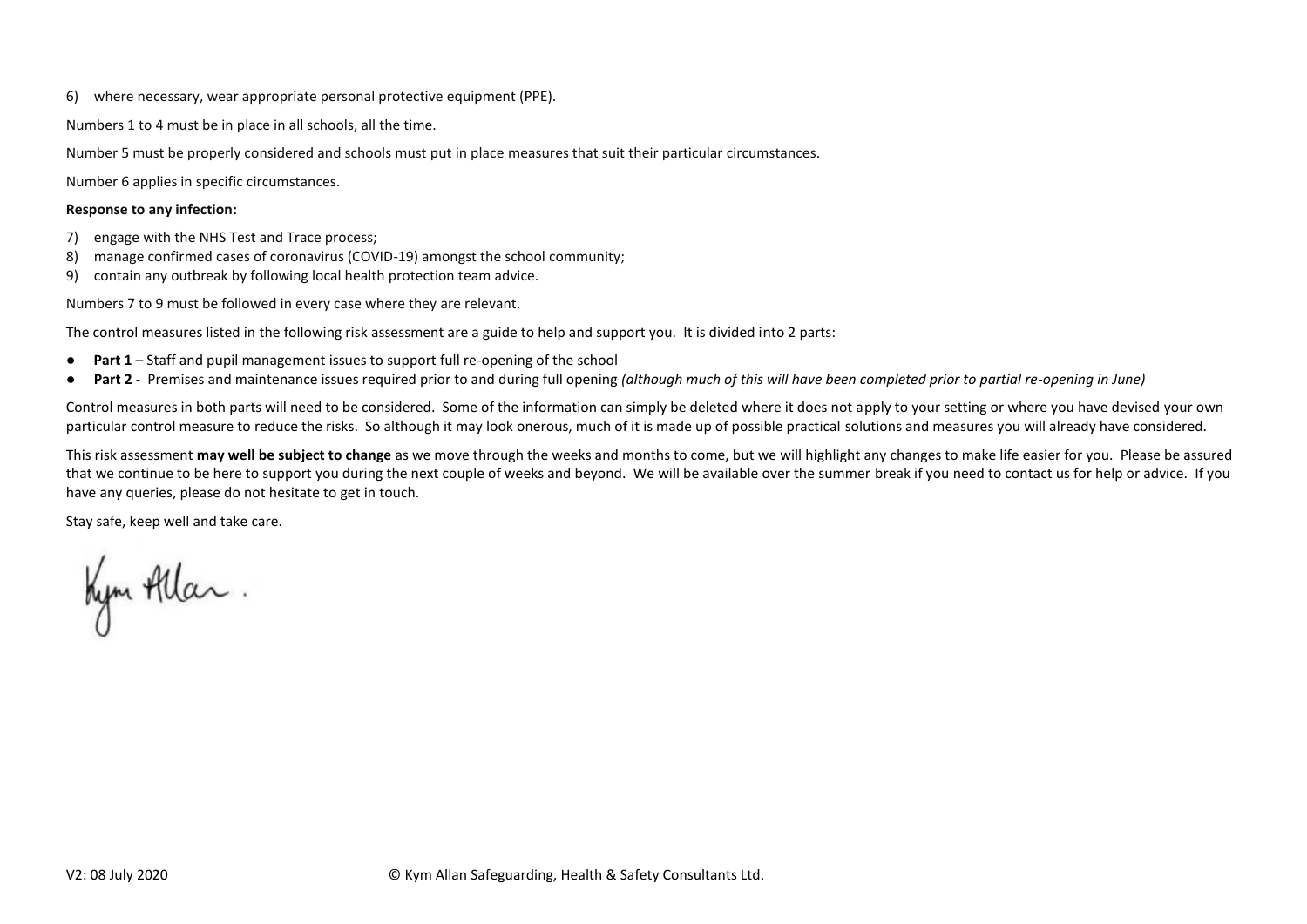6) where necessary, wear appropriate personal protective equipment (PPE).

Numbers 1 to 4 must be in place in all schools, all the time.

Number 5 must be properly considered and schools must put in place measures that suit their particular circumstances.

Number 6 applies in specific circumstances.

**Response to any infection:**

7) engage with the NHS Test and Trace process;
8) manage confirmed cases of coronavirus (COVID-19) amongst the school community;
9) contain any outbreak by following local health protection team advice.

Numbers 7 to 9 must be followed in every case where they are relevant.

The control measures listed in the following risk assessment are a guide to help and support you. It is divided into 2 parts:

- **Part 1** – Staff and pupil management issues to support full re-opening of the school
- **Part 2** - Premises and maintenance issues required prior to and during full opening *(although much of this will have been completed prior to partial re-opening in June)*

Control measures in both parts will need to be considered. Some of the information can simply be deleted where it does not apply to your setting or where you have devised your own particular control measure to reduce the risks. So although it may look onerous, much of it is made up of possible practical solutions and measures you will already have considered.

This risk assessment **may well be subject to change** as we move through the weeks and months to come, but we will highlight any changes to make life easier for you. Please be assured that we continue to be here to support you during the next couple of weeks and beyond. We will be available over the summer break if you need to contact us for help or advice. If you have any queries, please do not hesitate to get in touch.

Stay safe, keep well and take care.

Kym Allan.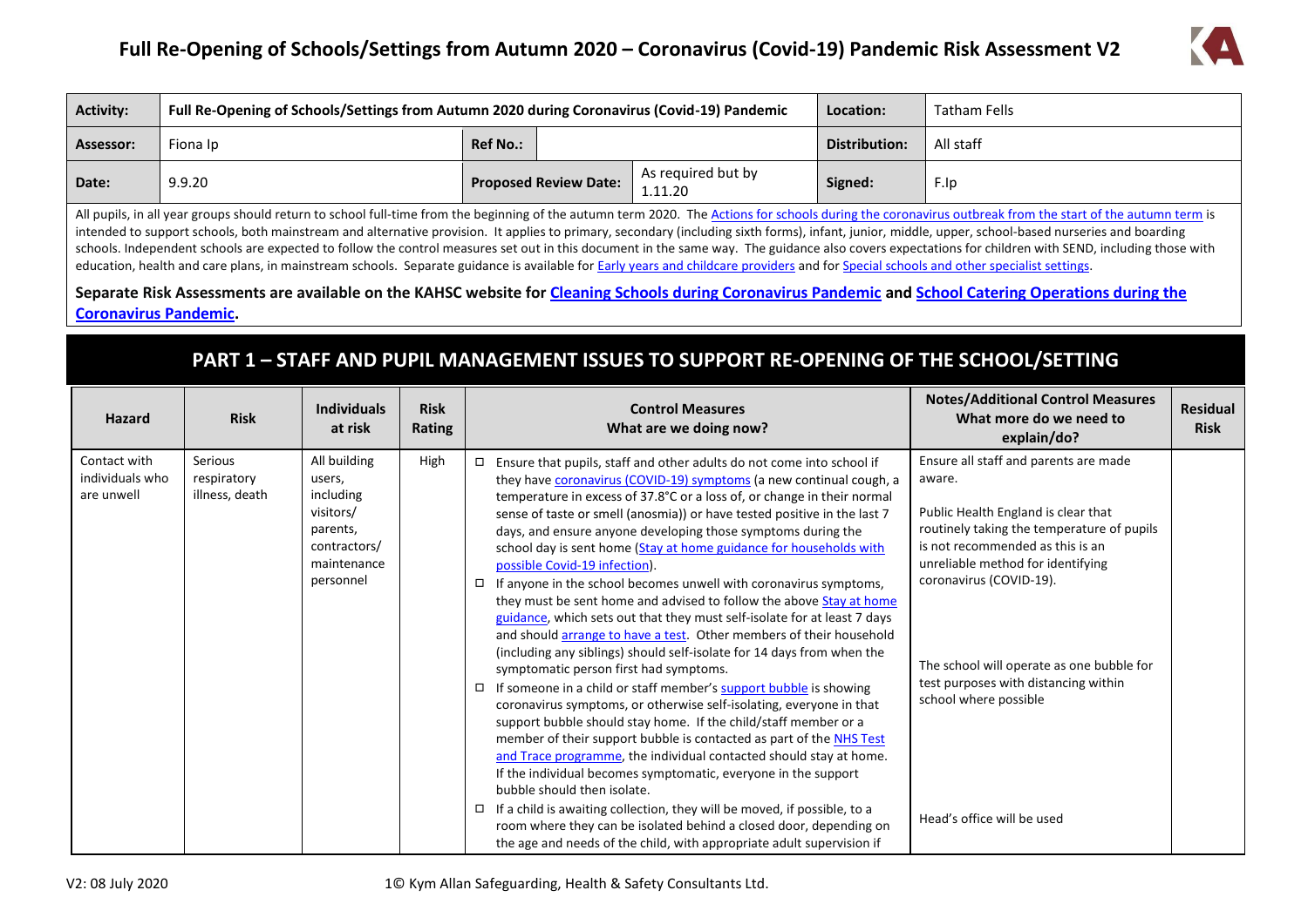# Full Re-Opening of Schools/Settings from Autumn 2020 – Coronavirus (Covid-19) Pandemic Risk Assessment V2

| Activity: | Full Re-Opening of Schools/Settings from Autumn 2020 during Coronavirus (Covid-19) Pandemic | | | Location: | Tatham Fells |
|---|---|---|---|---|---|
| Assessor: | Fiona Ip | Ref No.: | | Distribution: | All staff |
| Date: | 9.9.20 | Proposed Review Date: | As required but by 1.11.20 | Signed: | F.Ip |

All pupils, in all year groups should return to school full-time from the beginning of the autumn term 2020. The Actions for schools during the coronavirus outbreak from the start of the autumn term is intended to support schools, both mainstream and alternative provision. It applies to primary, secondary (including sixth forms), infant, junior, middle, upper, school-based nurseries and boarding schools. Independent schools are expected to follow the control measures set out in this document in the same way. The guidance also covers expectations for children with SEND, including those with education, health and care plans, in mainstream schools. Separate guidance is available for Early years and childcare providers and for Special schools and other specialist settings.

**Separate Risk Assessments are available on the KAHSC website for Cleaning Schools during Coronavirus Pandemic and School Catering Operations during the Coronavirus Pandemic.**

## PART 1 – STAFF AND PUPIL MANAGEMENT ISSUES TO SUPPORT RE-OPENING OF THE SCHOOL/SETTING

| Hazard | Risk | Individuals at risk | Risk Rating | Control Measures What are we doing now? | Notes/Additional Control Measures What more do we need to explain/do? | Residual Risk |
|---|---|---|---|---|---|---|
| Contact with individuals who are unwell | Serious respiratory illness, death | All building users, including visitors/ parents, contractors/ maintenance personnel | High | ◻ Ensure that pupils, staff and other adults do not come into school if they have coronavirus (COVID-19) symptoms (a new continual cough, a temperature in excess of 37.8°C or a loss of, or change in their normal sense of taste or smell (anosmia)) or have tested positive in the last 7 days, and ensure anyone developing those symptoms during the school day is sent home (Stay at home guidance for households with possible Covid-19 infection).<br>◻ If anyone in the school becomes unwell with coronavirus symptoms, they must be sent home and advised to follow the above Stay at home guidance, which sets out that they must self-isolate for at least 7 days and should arrange to have a test. Other members of their household (including any siblings) should self-isolate for 14 days from when the symptomatic person first had symptoms.<br>◻ If someone in a child or staff member's support bubble is showing coronavirus symptoms, or otherwise self-isolating, everyone in that support bubble should stay home. If the child/staff member or a member of their support bubble is contacted as part of the NHS Test and Trace programme, the individual contacted should stay at home. If the individual becomes symptomatic, everyone in the support bubble should then isolate.<br>◻ If a child is awaiting collection, they will be moved, if possible, to a room where they can be isolated behind a closed door, depending on the age and needs of the child, with appropriate adult supervision if | Ensure all staff and parents are made aware.<br><br>Public Health England is clear that routinely taking the temperature of pupils is not recommended as this is an unreliable method for identifying coronavirus (COVID-19).<br><br>The school will operate as one bubble for test purposes with distancing within school where possible<br><br>Head's office will be used | |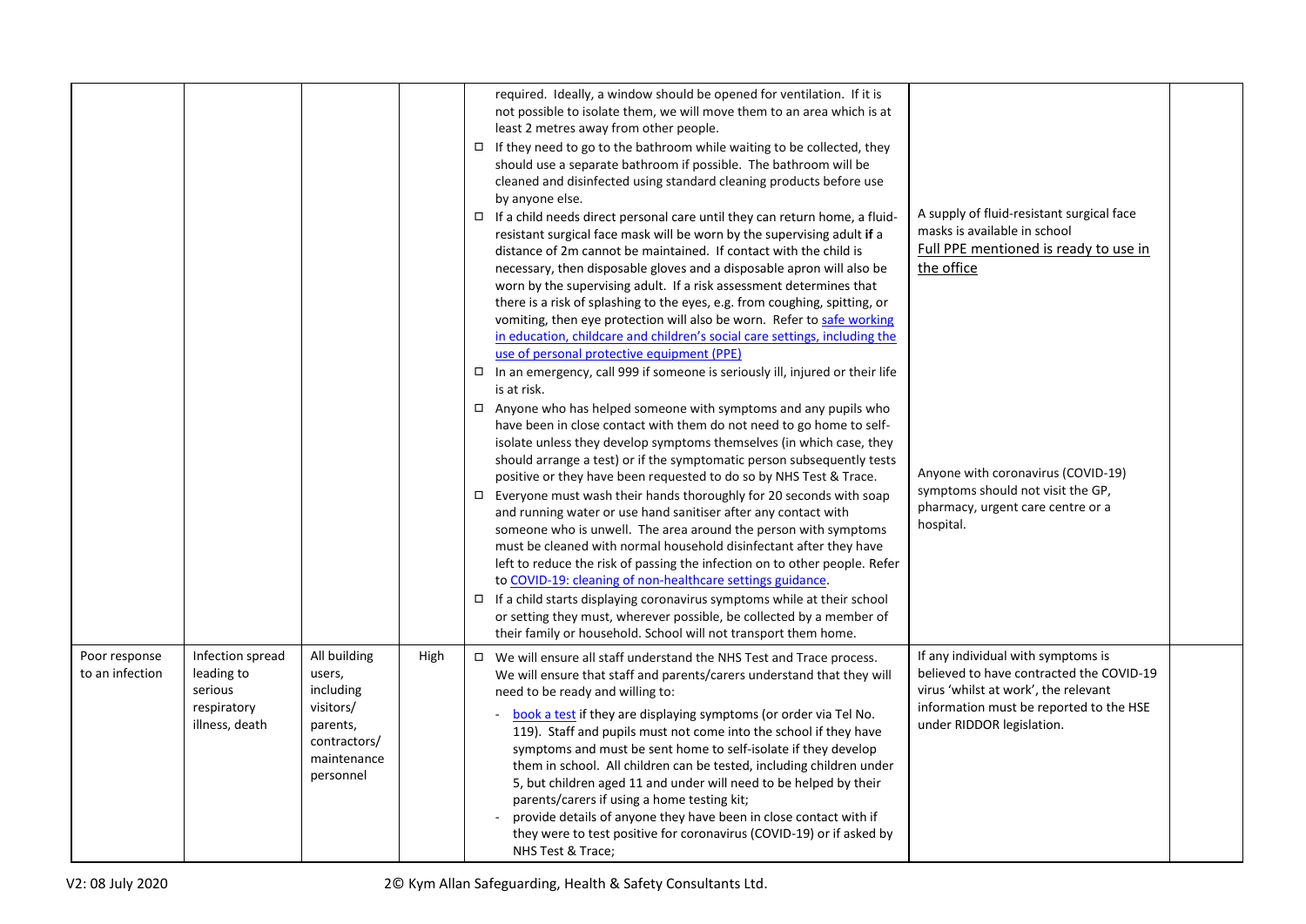| | | | | | | |
|---|---|---|---|---|---|---|
| | | | | required. Ideally, a window should be opened for ventilation. If it is not possible to isolate them, we will move them to an area which is at least 2 metres away from other people.<br>□ If they need to go to the bathroom while waiting to be collected, they should use a separate bathroom if possible. The bathroom will be cleaned and disinfected using standard cleaning products before use by anyone else.<br>□ If a child needs direct personal care until they can return home, a fluid-resistant surgical face mask will be worn by the supervising adult **if** a distance of 2m cannot be maintained. If contact with the child is necessary, then disposable gloves and a disposable apron will also be worn by the supervising adult. If a risk assessment determines that there is a risk of splashing to the eyes, e.g. from coughing, spitting, or vomiting, then eye protection will also be worn. Refer to safe working in education, childcare and children's social care settings, including the use of personal protective equipment (PPE)<br>□ In an emergency, call 999 if someone is seriously ill, injured or their life is at risk.<br>□ Anyone who has helped someone with symptoms and any pupils who have been in close contact with them do not need to go home to self-isolate unless they develop symptoms themselves (in which case, they should arrange a test) or if the symptomatic person subsequently tests positive or they have been requested to do so by NHS Test & Trace.<br>□ Everyone must wash their hands thoroughly for 20 seconds with soap and running water or use hand sanitiser after any contact with someone who is unwell. The area around the person with symptoms must be cleaned with normal household disinfectant after they have left to reduce the risk of passing the infection on to other people. Refer to COVID-19: cleaning of non-healthcare settings guidance.<br>□ If a child starts displaying coronavirus symptoms while at their school or setting they must, wherever possible, be collected by a member of their family or household. School will not transport them home. | A supply of fluid-resistant surgical face masks is available in school<br>Full PPE mentioned is ready to use in the office<br><br>Anyone with coronavirus (COVID-19) symptoms should not visit the GP, pharmacy, urgent care centre or a hospital. | |
| Poor response to an infection | Infection spread leading to serious respiratory illness, death | All building users, including visitors/ parents, contractors/ maintenance personnel | High | □ We will ensure all staff understand the NHS Test and Trace process. We will ensure that staff and parents/carers understand that they will need to be ready and willing to:<br>- book a test if they are displaying symptoms (or order via Tel No. 119). Staff and pupils must not come into the school if they have symptoms and must be sent home to self-isolate if they develop them in school. All children can be tested, including children under 5, but children aged 11 and under will need to be helped by their parents/carers if using a home testing kit;<br>- provide details of anyone they have been in close contact with if they were to test positive for coronavirus (COVID-19) or if asked by NHS Test & Trace; | If any individual with symptoms is believed to have contracted the COVID-19 virus 'whilst at work', the relevant information must be reported to the HSE under RIDDOR legislation. | |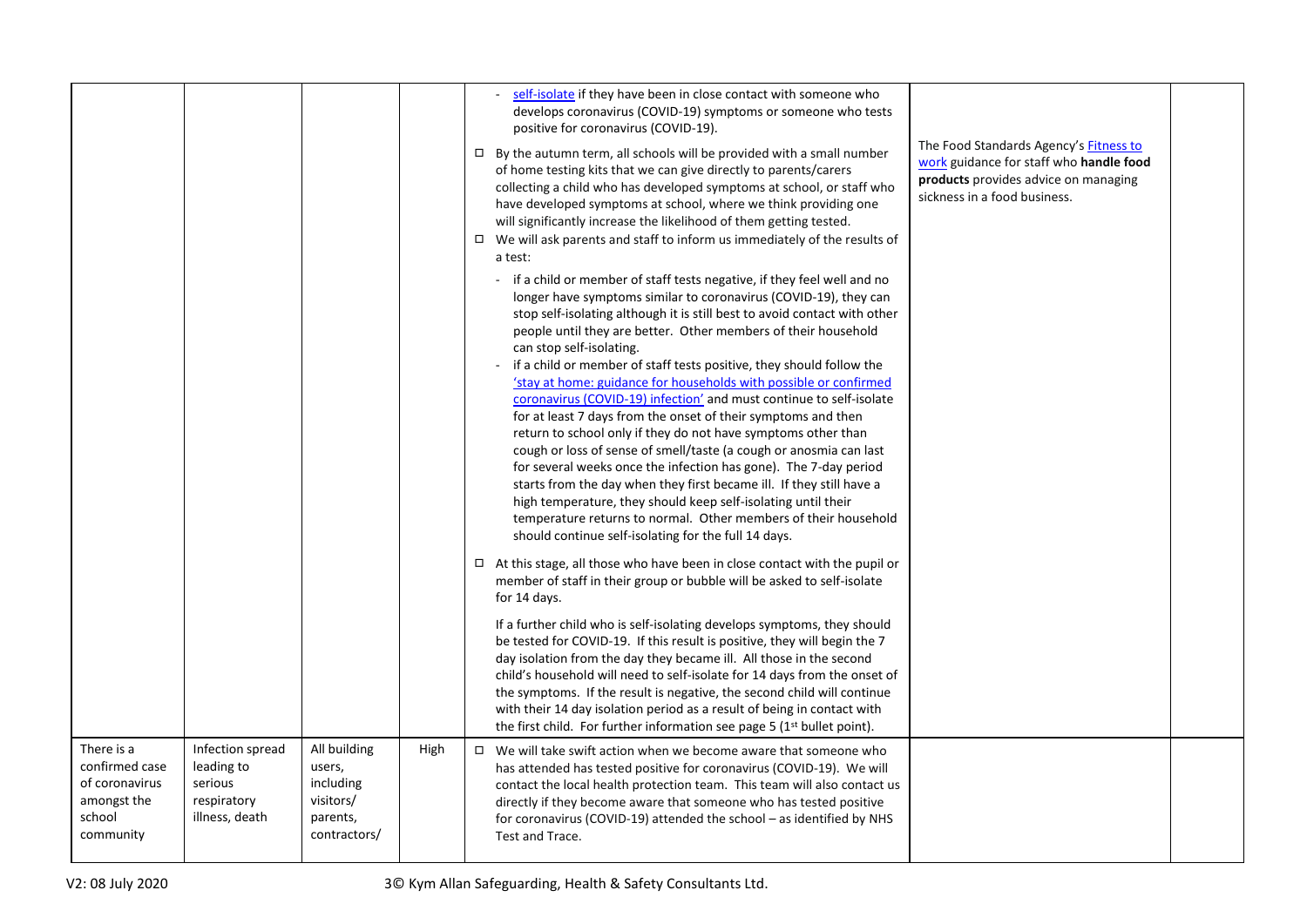| | | | | | | |
|---|---|---|---|---|---|---|
| | | | | - self-isolate if they have been in close contact with someone who develops coronavirus (COVID-19) symptoms or someone who tests positive for coronavirus (COVID-19).<br><br>☐ By the autumn term, all schools will be provided with a small number of home testing kits that we can give directly to parents/carers collecting a child who has developed symptoms at school, or staff who have developed symptoms at school, where we think providing one will significantly increase the likelihood of them getting tested.<br>☐ We will ask parents and staff to inform us immediately of the results of a test:<br>- if a child or member of staff tests negative, if they feel well and no longer have symptoms similar to coronavirus (COVID-19), they can stop self-isolating although it is still best to avoid contact with other people until they are better. Other members of their household can stop self-isolating.<br>- if a child or member of staff tests positive, they should follow the 'stay at home: guidance for households with possible or confirmed coronavirus (COVID-19) infection' and must continue to self-isolate for at least 7 days from the onset of their symptoms and then return to school only if they do not have symptoms other than cough or loss of sense of smell/taste (a cough or anosmia can last for several weeks once the infection has gone). The 7-day period starts from the day when they first became ill. If they still have a high temperature, they should keep self-isolating until their temperature returns to normal. Other members of their household should continue self-isolating for the full 14 days.<br><br>☐ At this stage, all those who have been in close contact with the pupil or member of staff in their group or bubble will be asked to self-isolate for 14 days.<br><br>If a further child who is self-isolating develops symptoms, they should be tested for COVID-19. If this result is positive, they will begin the 7 day isolation from the day they became ill. All those in the second child's household will need to self-isolate for 14 days from the onset of the symptoms. If the result is negative, the second child will continue with their 14 day isolation period as a result of being in contact with the first child. For further information see page 5 (1st bullet point). | The Food Standards Agency's Fitness to work guidance for staff who **handle food products** provides advice on managing sickness in a food business. | |
| There is a confirmed case of coronavirus amongst the school community | Infection spread leading to serious respiratory illness, death | All building users, including visitors/ parents, contractors/ | High | ☐ We will take swift action when we become aware that someone who has attended has tested positive for coronavirus (COVID-19). We will contact the local health protection team. This team will also contact us directly if they become aware that someone who has tested positive for coronavirus (COVID-19) attended the school – as identified by NHS Test and Trace. | | |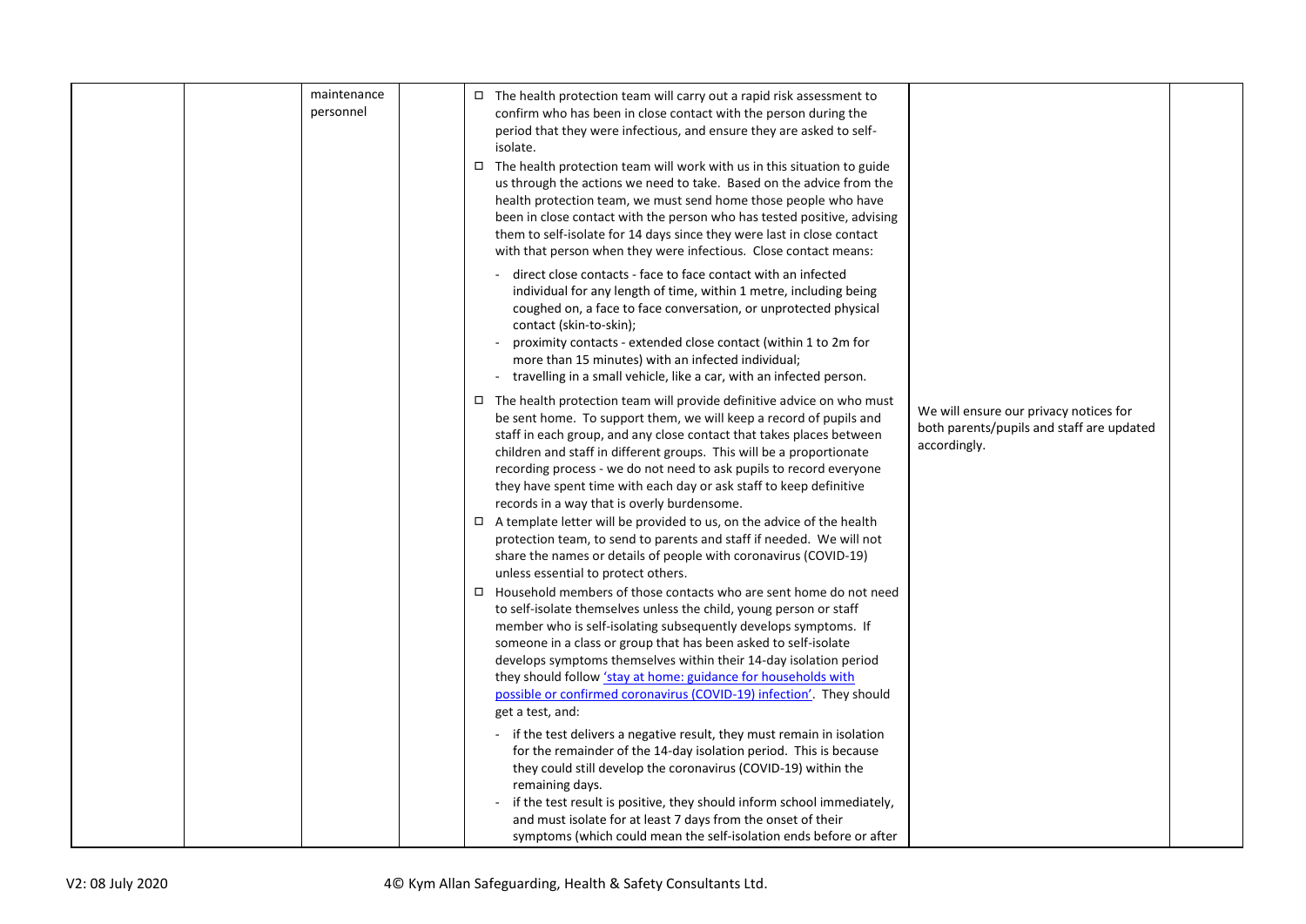| | | | | | | |
|---|---|---|---|---|---|---|
| | | maintenance personnel | | ◻ The health protection team will carry out a rapid risk assessment to confirm who has been in close contact with the person during the period that they were infectious, and ensure they are asked to self-isolate.<br>◻ The health protection team will work with us in this situation to guide us through the actions we need to take. Based on the advice from the health protection team, we must send home those people who have been in close contact with the person who has tested positive, advising them to self-isolate for 14 days since they were last in close contact with that person when they were infectious. Close contact means:<br>- direct close contacts - face to face contact with an infected individual for any length of time, within 1 metre, including being coughed on, a face to face conversation, or unprotected physical contact (skin-to-skin);<br>- proximity contacts - extended close contact (within 1 to 2m for more than 15 minutes) with an infected individual;<br>- travelling in a small vehicle, like a car, with an infected person.<br>◻ The health protection team will provide definitive advice on who must be sent home. To support them, we will keep a record of pupils and staff in each group, and any close contact that takes places between children and staff in different groups. This will be a proportionate recording process - we do not need to ask pupils to record everyone they have spent time with each day or ask staff to keep definitive records in a way that is overly burdensome.<br>◻ A template letter will be provided to us, on the advice of the health protection team, to send to parents and staff if needed. We will not share the names or details of people with coronavirus (COVID-19) unless essential to protect others.<br>◻ Household members of those contacts who are sent home do not need to self-isolate themselves unless the child, young person or staff member who is self-isolating subsequently develops symptoms. If someone in a class or group that has been asked to self-isolate develops symptoms themselves within their 14-day isolation period they should follow ['stay at home: guidance for households with possible or confirmed coronavirus (COVID-19) infection'](). They should get a test, and:<br>- if the test delivers a negative result, they must remain in isolation for the remainder of the 14-day isolation period. This is because they could still develop the coronavirus (COVID-19) within the remaining days.<br>- if the test result is positive, they should inform school immediately, and must isolate for at least 7 days from the onset of their symptoms (which could mean the self-isolation ends before or after | We will ensure our privacy notices for both parents/pupils and staff are updated accordingly. | |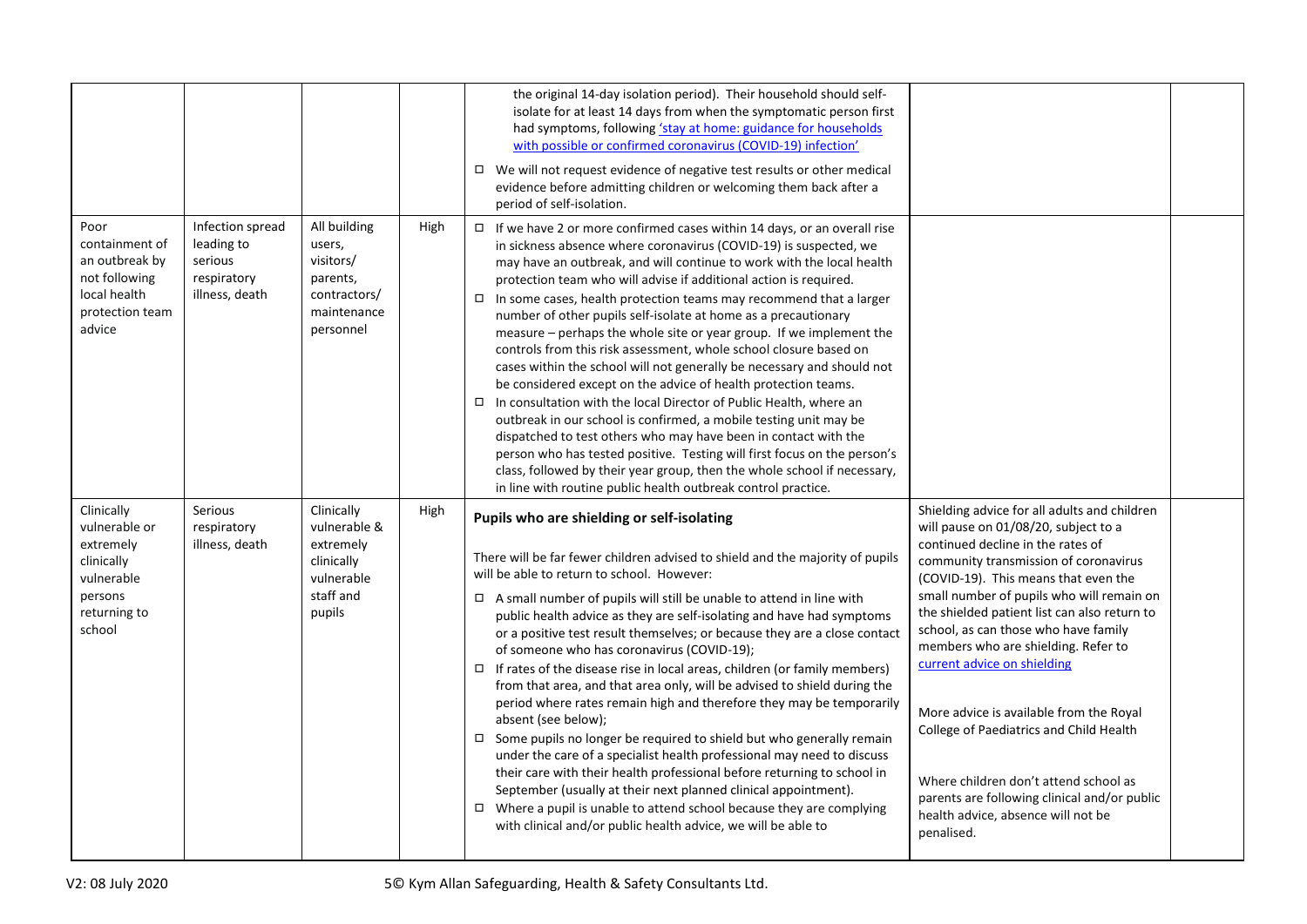| | | | | | | |
|---|---|---|---|---|---|---|
| | | | | the original 14-day isolation period). Their household should self-isolate for at least 14 days from when the symptomatic person first had symptoms, following ['stay at home: guidance for households with possible or confirmed coronavirus (COVID-19) infection'](#)<br>◻ We will not request evidence of negative test results or other medical evidence before admitting children or welcoming them back after a period of self-isolation. | | |
| Poor containment of an outbreak by not following local health protection team advice | Infection spread leading to serious respiratory illness, death | All building users, visitors/ parents, contractors/ maintenance personnel | High | ◻ If we have 2 or more confirmed cases within 14 days, or an overall rise in sickness absence where coronavirus (COVID-19) is suspected, we may have an outbreak, and will continue to work with the local health protection team who will advise if additional action is required.<br>◻ In some cases, health protection teams may recommend that a larger number of other pupils self-isolate at home as a precautionary measure – perhaps the whole site or year group. If we implement the controls from this risk assessment, whole school closure based on cases within the school will not generally be necessary and should not be considered except on the advice of health protection teams.<br>◻ In consultation with the local Director of Public Health, where an outbreak in our school is confirmed, a mobile testing unit may be dispatched to test others who may have been in contact with the person who has tested positive. Testing will first focus on the person's class, followed by their year group, then the whole school if necessary, in line with routine public health outbreak control practice. | | |
| Clinically vulnerable or extremely clinically vulnerable persons returning to school | Serious respiratory illness, death | Clinically vulnerable & extremely clinically vulnerable staff and pupils | High | **Pupils who are shielding or self-isolating**<br><br>There will be far fewer children advised to shield and the majority of pupils will be able to return to school. However:<br>◻ A small number of pupils will still be unable to attend in line with public health advice as they are self-isolating and have had symptoms or a positive test result themselves; or because they are a close contact of someone who has coronavirus (COVID-19);<br>◻ If rates of the disease rise in local areas, children (or family members) from that area, and that area only, will be advised to shield during the period where rates remain high and therefore they may be temporarily absent (see below);<br>◻ Some pupils no longer be required to shield but who generally remain under the care of a specialist health professional may need to discuss their care with their health professional before returning to school in September (usually at their next planned clinical appointment).<br>◻ Where a pupil is unable to attend school because they are complying with clinical and/or public health advice, we will be able to | Shielding advice for all adults and children will pause on 01/08/20, subject to a continued decline in the rates of community transmission of coronavirus (COVID-19). This means that even the small number of pupils who will remain on the shielded patient list can also return to school, as can those who have family members who are shielding. Refer to [current advice on shielding](#)<br><br>More advice is available from the Royal College of Paediatrics and Child Health<br><br>Where children don't attend school as parents are following clinical and/or public health advice, absence will not be penalised. | |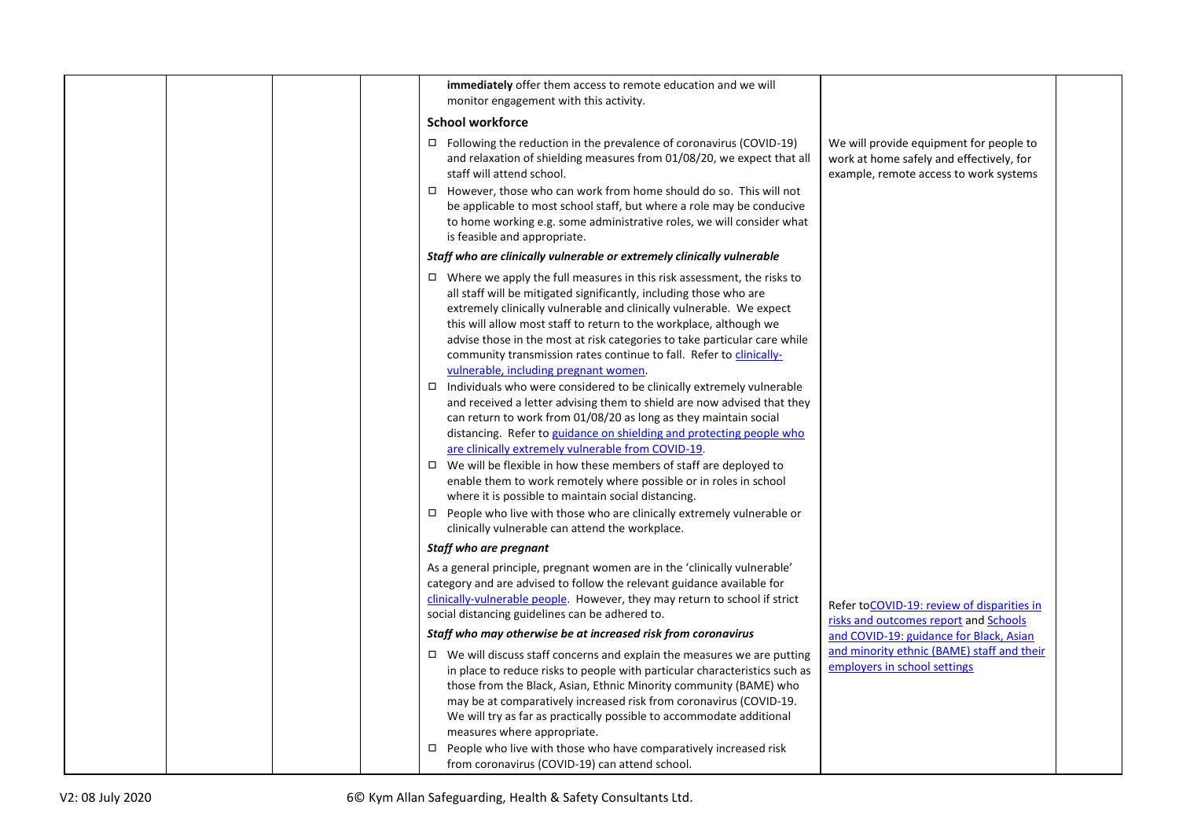| | | | | **immediately** offer them access to remote education and we will monitor engagement with this activity.<br><br>**School workforce**<br><br>☐ Following the reduction in the prevalence of coronavirus (COVID-19) and relaxation of shielding measures from 01/08/20, we expect that all staff will attend school.<br>☐ However, those who can work from home should do so. This will not be applicable to most school staff, but where a role may be conducive to home working e.g. some administrative roles, we will consider what is feasible and appropriate.<br><br>***Staff who are clinically vulnerable or extremely clinically vulnerable***<br><br>☐ Where we apply the full measures in this risk assessment, the risks to all staff will be mitigated significantly, including those who are extremely clinically vulnerable and clinically vulnerable. We expect this will allow most staff to return to the workplace, although we advise those in the most at risk categories to take particular care while community transmission rates continue to fall. Refer to clinically-vulnerable, including pregnant women.<br>☐ Individuals who were considered to be clinically extremely vulnerable and received a letter advising them to shield are now advised that they can return to work from 01/08/20 as long as they maintain social distancing. Refer to guidance on shielding and protecting people who are clinically extremely vulnerable from COVID-19.<br>☐ We will be flexible in how these members of staff are deployed to enable them to work remotely where possible or in roles in school where it is possible to maintain social distancing.<br>☐ People who live with those who are clinically extremely vulnerable or clinically vulnerable can attend the workplace.<br><br>***Staff who are pregnant***<br><br>As a general principle, pregnant women are in the 'clinically vulnerable' category and are advised to follow the relevant guidance available for clinically-vulnerable people. However, they may return to school if strict social distancing guidelines can be adhered to.<br><br>***Staff who may otherwise be at increased risk from coronavirus***<br><br>☐ We will discuss staff concerns and explain the measures we are putting in place to reduce risks to people with particular characteristics such as those from the Black, Asian, Ethnic Minority community (BAME) who may be at comparatively increased risk from coronavirus (COVID-19. We will try as far as practically possible to accommodate additional measures where appropriate.<br>☐ People who live with those who have comparatively increased risk from coronavirus (COVID-19) can attend school. | We will provide equipment for people to work at home safely and effectively, for example, remote access to work systems<br><br>Refer toCOVID-19: review of disparities in risks and outcomes report and Schools and COVID-19: guidance for Black, Asian and minority ethnic (BAME) staff and their employers in school settings | |
|---|---|---|---|---|---|---|

V2: 08 July 2020

© Kym Allan Safeguarding, Health & Safety Consultants Ltd.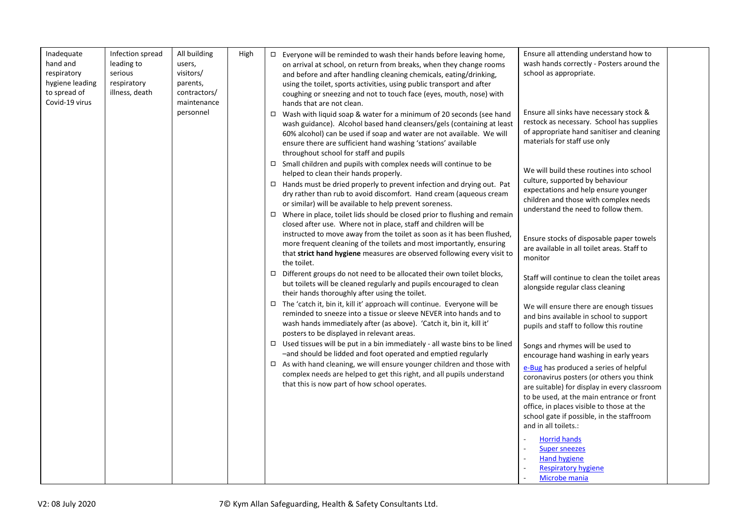| | | | | | | |
|---|---|---|---|---|---|---|
| Inadequate hand and respiratory hygiene leading to spread of Covid-19 virus | Infection spread leading to serious respiratory illness, death | All building users, visitors/ parents, contractors/ maintenance personnel | High | ☐ Everyone will be reminded to wash their hands before leaving home, on arrival at school, on return from breaks, when they change rooms and before and after handling cleaning chemicals, eating/drinking, using the toilet, sports activities, using public transport and after coughing or sneezing and not to touch face (eyes, mouth, nose) with hands that are not clean.<br>☐ Wash with liquid soap & water for a minimum of 20 seconds (see hand wash guidance). Alcohol based hand cleansers/gels (containing at least 60% alcohol) can be used if soap and water are not available. We will ensure there are sufficient hand washing 'stations' available throughout school for staff and pupils<br>☐ Small children and pupils with complex needs will continue to be helped to clean their hands properly.<br>☐ Hands must be dried properly to prevent infection and drying out. Pat dry rather than rub to avoid discomfort. Hand cream (aqueous cream or similar) will be available to help prevent soreness.<br>☐ Where in place, toilet lids should be closed prior to flushing and remain closed after use. Where not in place, staff and children will be instructed to move away from the toilet as soon as it has been flushed, more frequent cleaning of the toilets and most importantly, ensuring that **strict hand hygiene** measures are observed following every visit to the toilet.<br>☐ Different groups do not need to be allocated their own toilet blocks, but toilets will be cleaned regularly and pupils encouraged to clean their hands thoroughly after using the toilet.<br>☐ The 'catch it, bin it, kill it' approach will continue. Everyone will be reminded to sneeze into a tissue or sleeve NEVER into hands and to wash hands immediately after (as above). 'Catch it, bin it, kill it' posters to be displayed in relevant areas.<br>☐ Used tissues will be put in a bin immediately - all waste bins to be lined –and should be lidded and foot operated and emptied regularly<br>☐ As with hand cleaning, we will ensure younger children and those with complex needs are helped to get this right, and all pupils understand that this is now part of how school operates. | Ensure all attending understand how to wash hands correctly - Posters around the school as appropriate.<br><br>Ensure all sinks have necessary stock & restock as necessary. School has supplies of appropriate hand sanitiser and cleaning materials for staff use only<br><br>We will build these routines into school culture, supported by behaviour expectations and help ensure younger children and those with complex needs understand the need to follow them.<br><br>Ensure stocks of disposable paper towels are available in all toilet areas. Staff to monitor<br><br>Staff will continue to clean the toilet areas alongside regular class cleaning<br><br>We will ensure there are enough tissues and bins available in school to support pupils and staff to follow this routine<br><br>Songs and rhymes will be used to encourage hand washing in early years<br><br>e-Bug has produced a series of helpful coronavirus posters (or others you think are suitable) for display in every classroom to be used, at the main entrance or front office, in places visible to those at the school gate if possible, in the staffroom and in all toilets.:<br>- Horrid hands<br>- Super sneezes<br>- Hand hygiene<br>- Respiratory hygiene<br>- Microbe mania | |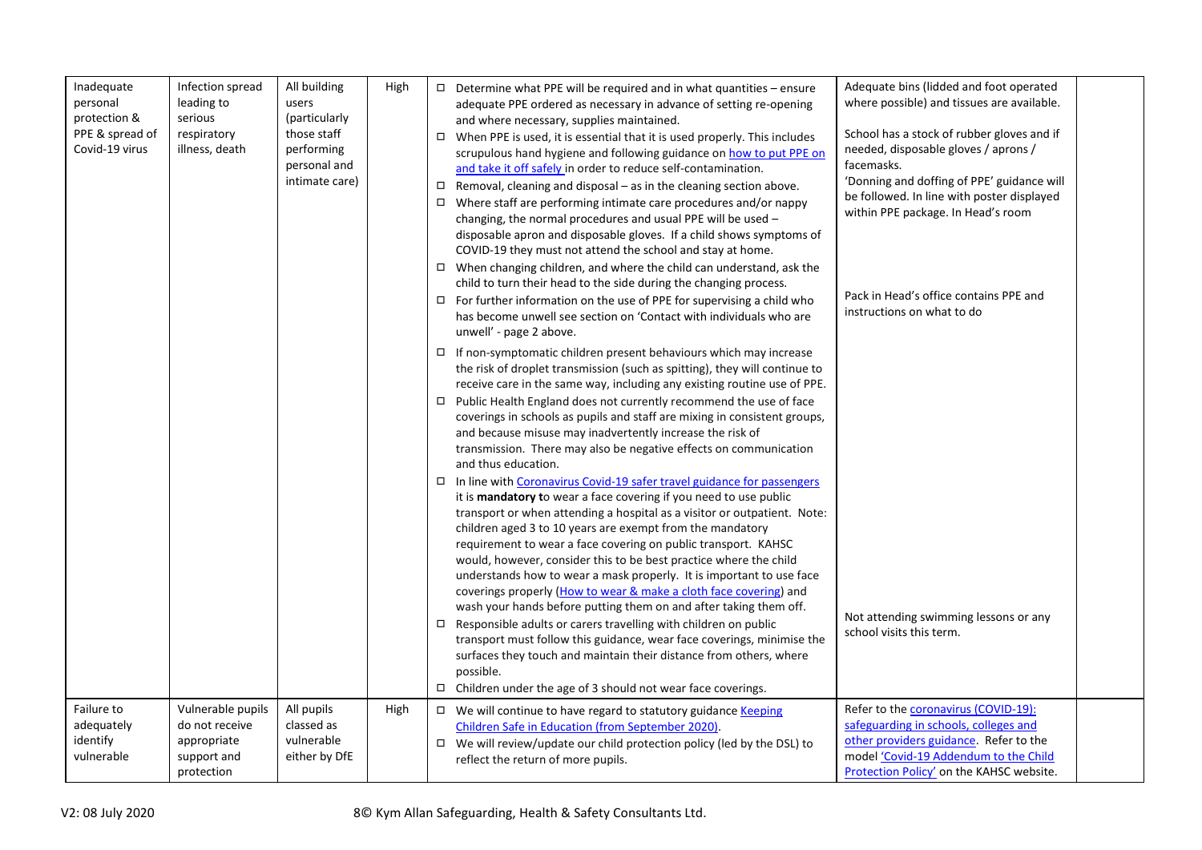| | | | | | | |
|---|---|---|---|---|---|---|
| Inadequate personal protection & PPE & spread of Covid-19 virus | Infection spread leading to serious respiratory illness, death | All building users (particularly those staff performing personal and intimate care) | High | ☐ Determine what PPE will be required and in what quantities – ensure adequate PPE ordered as necessary in advance of setting re-opening and where necessary, supplies maintained.<br>☐ When PPE is used, it is essential that it is used properly. This includes scrupulous hand hygiene and following guidance on [how to put PPE on and take it off safely](#) in order to reduce self-contamination.<br>☐ Removal, cleaning and disposal – as in the cleaning section above.<br>☐ Where staff are performing intimate care procedures and/or nappy changing, the normal procedures and usual PPE will be used – disposable apron and disposable gloves. If a child shows symptoms of COVID-19 they must not attend the school and stay at home.<br>☐ When changing children, and where the child can understand, ask the child to turn their head to the side during the changing process.<br>☐ For further information on the use of PPE for supervising a child who has become unwell see section on 'Contact with individuals who are unwell' - page 2 above.<br>☐ If non-symptomatic children present behaviours which may increase the risk of droplet transmission (such as spitting), they will continue to receive care in the same way, including any existing routine use of PPE.<br>☐ Public Health England does not currently recommend the use of face coverings in schools as pupils and staff are mixing in consistent groups, and because misuse may inadvertently increase the risk of transmission. There may also be negative effects on communication and thus education.<br>☐ In line with [Coronavirus Covid-19 safer travel guidance for passengers](#) it is **mandatory t**o wear a face covering if you need to use public transport or when attending a hospital as a visitor or outpatient. Note: children aged 3 to 10 years are exempt from the mandatory requirement to wear a face covering on public transport. KAHSC would, however, consider this to be best practice where the child understands how to wear a mask properly. It is important to use face coverings properly ([How to wear & make a cloth face covering](#)) and wash your hands before putting them on and after taking them off.<br>☐ Responsible adults or carers travelling with children on public transport must follow this guidance, wear face coverings, minimise the surfaces they touch and maintain their distance from others, where possible.<br>☐ Children under the age of 3 should not wear face coverings. | Adequate bins (lidded and foot operated where possible) and tissues are available.<br><br>School has a stock of rubber gloves and if needed, disposable gloves / aprons / facemasks.<br>'Donning and doffing of PPE' guidance will be followed. In line with poster displayed within PPE package. In Head's room<br><br>Pack in Head's office contains PPE and instructions on what to do<br><br>Not attending swimming lessons or any school visits this term. | |
| Failure to adequately identify vulnerable | Vulnerable pupils do not receive appropriate support and protection | All pupils classed as vulnerable either by DfE | High | ☐ We will continue to have regard to statutory guidance [Keeping Children Safe in Education (from September 2020)](#).<br>☐ We will review/update our child protection policy (led by the DSL) to reflect the return of more pupils. | Refer to the [coronavirus (COVID-19): safeguarding in schools, colleges and other providers guidance](#). Refer to the model ['Covid-19 Addendum to the Child Protection Policy'](#) on the KAHSC website. | |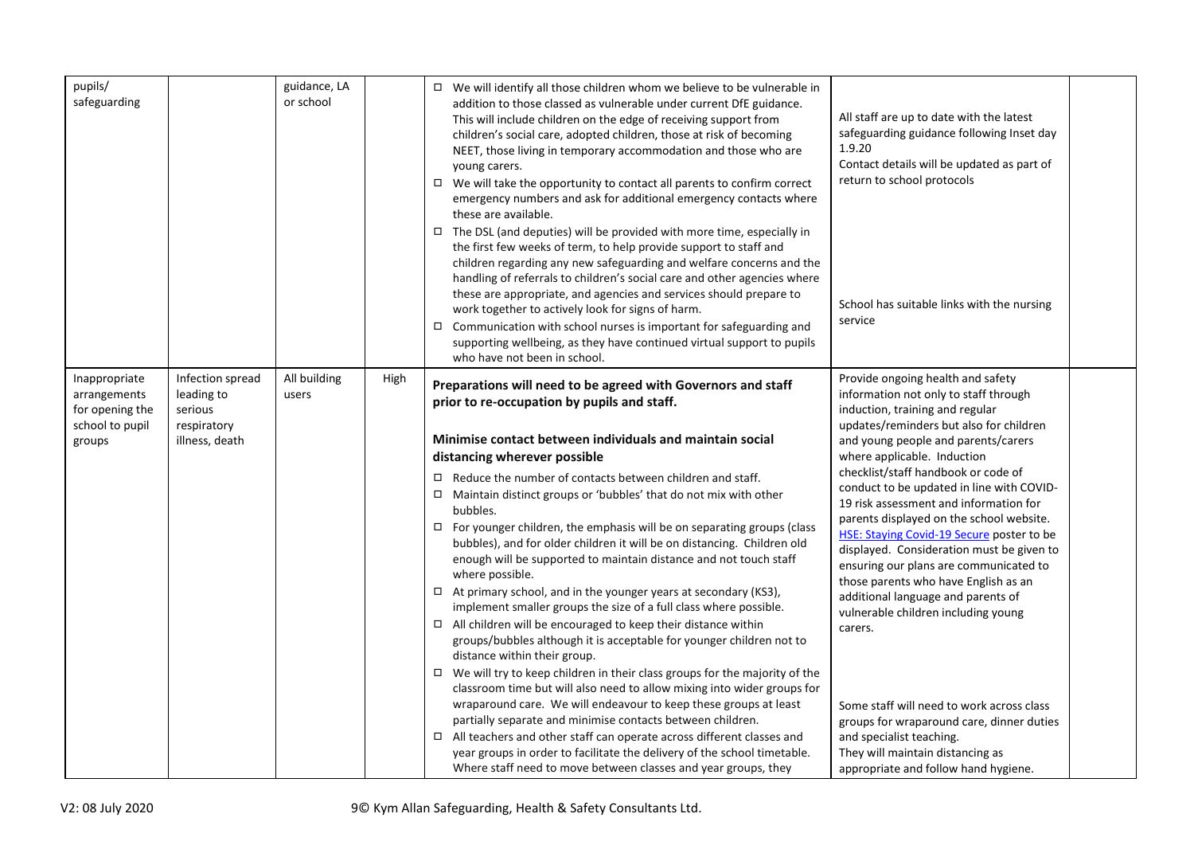| | | | | | | |
|---|---|---|---|---|---|---|
| pupils/ safeguarding | | guidance, LA or school | | ☐ We will identify all those children whom we believe to be vulnerable in addition to those classed as vulnerable under current DfE guidance. This will include children on the edge of receiving support from children's social care, adopted children, those at risk of becoming NEET, those living in temporary accommodation and those who are young carers.<br>☐ We will take the opportunity to contact all parents to confirm correct emergency numbers and ask for additional emergency contacts where these are available.<br>☐ The DSL (and deputies) will be provided with more time, especially in the first few weeks of term, to help provide support to staff and children regarding any new safeguarding and welfare concerns and the handling of referrals to children's social care and other agencies where these are appropriate, and agencies and services should prepare to work together to actively look for signs of harm.<br>☐ Communication with school nurses is important for safeguarding and supporting wellbeing, as they have continued virtual support to pupils who have not been in school. | All staff are up to date with the latest safeguarding guidance following Inset day 1.9.20<br>Contact details will be updated as part of return to school protocols<br><br>School has suitable links with the nursing service | |
| Inappropriate arrangements for opening the school to pupil groups | Infection spread leading to serious respiratory illness, death | All building users | High | **Preparations will need to be agreed with Governors and staff prior to re-occupation by pupils and staff.**<br><br>**Minimise contact between individuals and maintain social distancing wherever possible**<br>☐ Reduce the number of contacts between children and staff.<br>☐ Maintain distinct groups or 'bubbles' that do not mix with other bubbles.<br>☐ For younger children, the emphasis will be on separating groups (class bubbles), and for older children it will be on distancing. Children old enough will be supported to maintain distance and not touch staff where possible.<br>☐ At primary school, and in the younger years at secondary (KS3), implement smaller groups the size of a full class where possible.<br>☐ All children will be encouraged to keep their distance within groups/bubbles although it is acceptable for younger children not to distance within their group.<br>☐ We will try to keep children in their class groups for the majority of the classroom time but will also need to allow mixing into wider groups for wraparound care. We will endeavour to keep these groups at least partially separate and minimise contacts between children.<br>☐ All teachers and other staff can operate across different classes and year groups in order to facilitate the delivery of the school timetable. Where staff need to move between classes and year groups, they | Provide ongoing health and safety information not only to staff through induction, training and regular updates/reminders but also for children and young people and parents/carers where applicable. Induction checklist/staff handbook or code of conduct to be updated in line with COVID-19 risk assessment and information for parents displayed on the school website. HSE: Staying Covid-19 Secure poster to be displayed. Consideration must be given to ensuring our plans are communicated to those parents who have English as an additional language and parents of vulnerable children including young carers.<br><br>Some staff will need to work across class groups for wraparound care, dinner duties and specialist teaching.<br>They will maintain distancing as appropriate and follow hand hygiene. | |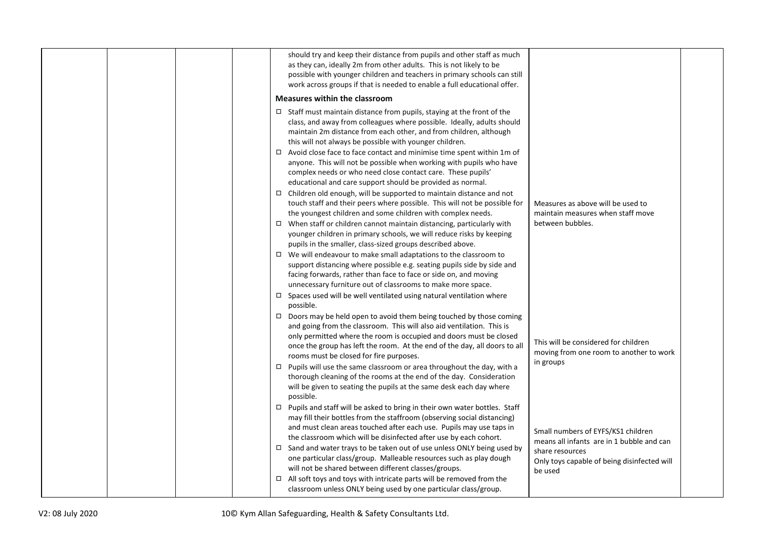| | | | | should try and keep their distance from pupils and other staff as much as they can, ideally 2m from other adults. This is not likely to be possible with younger children and teachers in primary schools can still work across groups if that is needed to enable a full educational offer.<br><br>**Measures within the classroom**<br><br>☐ Staff must maintain distance from pupils, staying at the front of the class, and away from colleagues where possible. Ideally, adults should maintain 2m distance from each other, and from children, although this will not always be possible with younger children.<br>☐ Avoid close face to face contact and minimise time spent within 1m of anyone. This will not be possible when working with pupils who have complex needs or who need close contact care. These pupils' educational and care support should be provided as normal.<br>☐ Children old enough, will be supported to maintain distance and not touch staff and their peers where possible. This will not be possible for the youngest children and some children with complex needs.<br>☐ When staff or children cannot maintain distancing, particularly with younger children in primary schools, we will reduce risks by keeping pupils in the smaller, class-sized groups described above.<br>☐ We will endeavour to make small adaptations to the classroom to support distancing where possible e.g. seating pupils side by side and facing forwards, rather than face to face or side on, and moving unnecessary furniture out of classrooms to make more space.<br>☐ Spaces used will be well ventilated using natural ventilation where possible.<br>☐ Doors may be held open to avoid them being touched by those coming and going from the classroom. This will also aid ventilation. This is only permitted where the room is occupied and doors must be closed once the group has left the room. At the end of the day, all doors to all rooms must be closed for fire purposes.<br>☐ Pupils will use the same classroom or area throughout the day, with a thorough cleaning of the rooms at the end of the day. Consideration will be given to seating the pupils at the same desk each day where possible.<br>☐ Pupils and staff will be asked to bring in their own water bottles. Staff may fill their bottles from the staffroom (observing social distancing) and must clean areas touched after each use. Pupils may use taps in the classroom which will be disinfected after use by each cohort.<br>☐ Sand and water trays to be taken out of use unless ONLY being used by one particular class/group. Malleable resources such as play dough will not be shared between different classes/groups.<br>☐ All soft toys and toys with intricate parts will be removed from the classroom unless ONLY being used by one particular class/group. | Measures as above will be used to maintain measures when staff move between bubbles.<br><br>This will be considered for children moving from one room to another to work in groups<br><br>Small numbers of EYFS/KS1 children means all infants are in 1 bubble and can share resources<br>Only toys capable of being disinfected will be used | |
|---|---|---|---|---|---|---|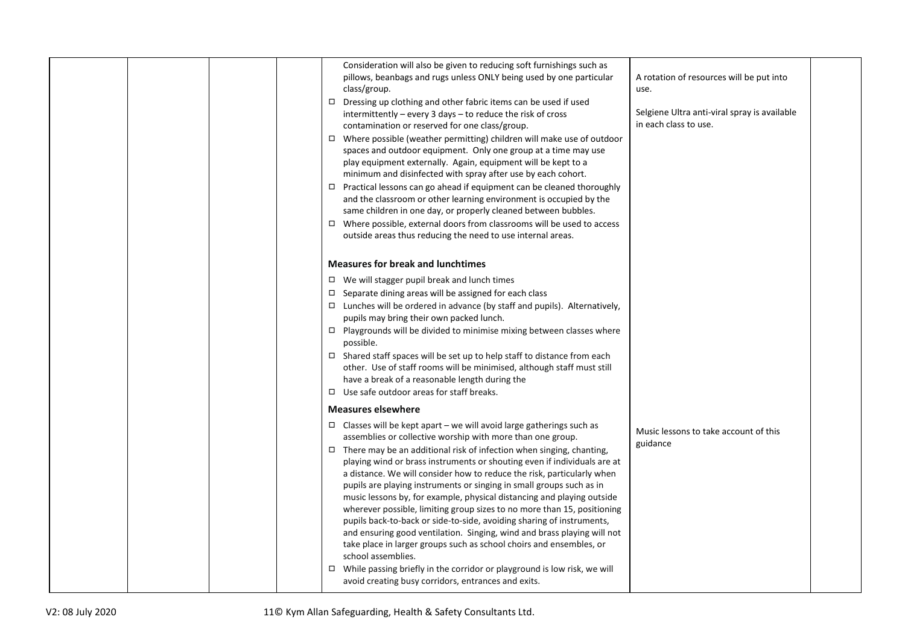| | | | | | | |
|---|---|---|---|---|---|---|
| | | | | Consideration will also be given to reducing soft furnishings such as pillows, beanbags and rugs unless ONLY being used by one particular class/group.<br>☐ Dressing up clothing and other fabric items can be used if used intermittently – every 3 days – to reduce the risk of cross contamination or reserved for one class/group.<br>☐ Where possible (weather permitting) children will make use of outdoor spaces and outdoor equipment. Only one group at a time may use play equipment externally. Again, equipment will be kept to a minimum and disinfected with spray after use by each cohort.<br>☐ Practical lessons can go ahead if equipment can be cleaned thoroughly and the classroom or other learning environment is occupied by the same children in one day, or properly cleaned between bubbles.<br>☐ Where possible, external doors from classrooms will be used to access outside areas thus reducing the need to use internal areas.<br><br>**Measures for break and lunchtimes**<br>☐ We will stagger pupil break and lunch times<br>☐ Separate dining areas will be assigned for each class<br>☐ Lunches will be ordered in advance (by staff and pupils). Alternatively, pupils may bring their own packed lunch.<br>☐ Playgrounds will be divided to minimise mixing between classes where possible.<br>☐ Shared staff spaces will be set up to help staff to distance from each other. Use of staff rooms will be minimised, although staff must still have a break of a reasonable length during the<br>☐ Use safe outdoor areas for staff breaks.<br><br>**Measures elsewhere**<br>☐ Classes will be kept apart – we will avoid large gatherings such as assemblies or collective worship with more than one group.<br>☐ There may be an additional risk of infection when singing, chanting, playing wind or brass instruments or shouting even if individuals are at a distance. We will consider how to reduce the risk, particularly when pupils are playing instruments or singing in small groups such as in music lessons by, for example, physical distancing and playing outside wherever possible, limiting group sizes to no more than 15, positioning pupils back-to-back or side-to-side, avoiding sharing of instruments, and ensuring good ventilation. Singing, wind and brass playing will not take place in larger groups such as school choirs and ensembles, or school assemblies.<br>☐ While passing briefly in the corridor or playground is low risk, we will avoid creating busy corridors, entrances and exits. | A rotation of resources will be put into use.<br><br>Selgiene Ultra anti-viral spray is available in each class to use.<br><br>Music lessons to take account of this guidance | |

V2: 08 July 2020 © Kym Allan Safeguarding, Health & Safety Consultants Ltd.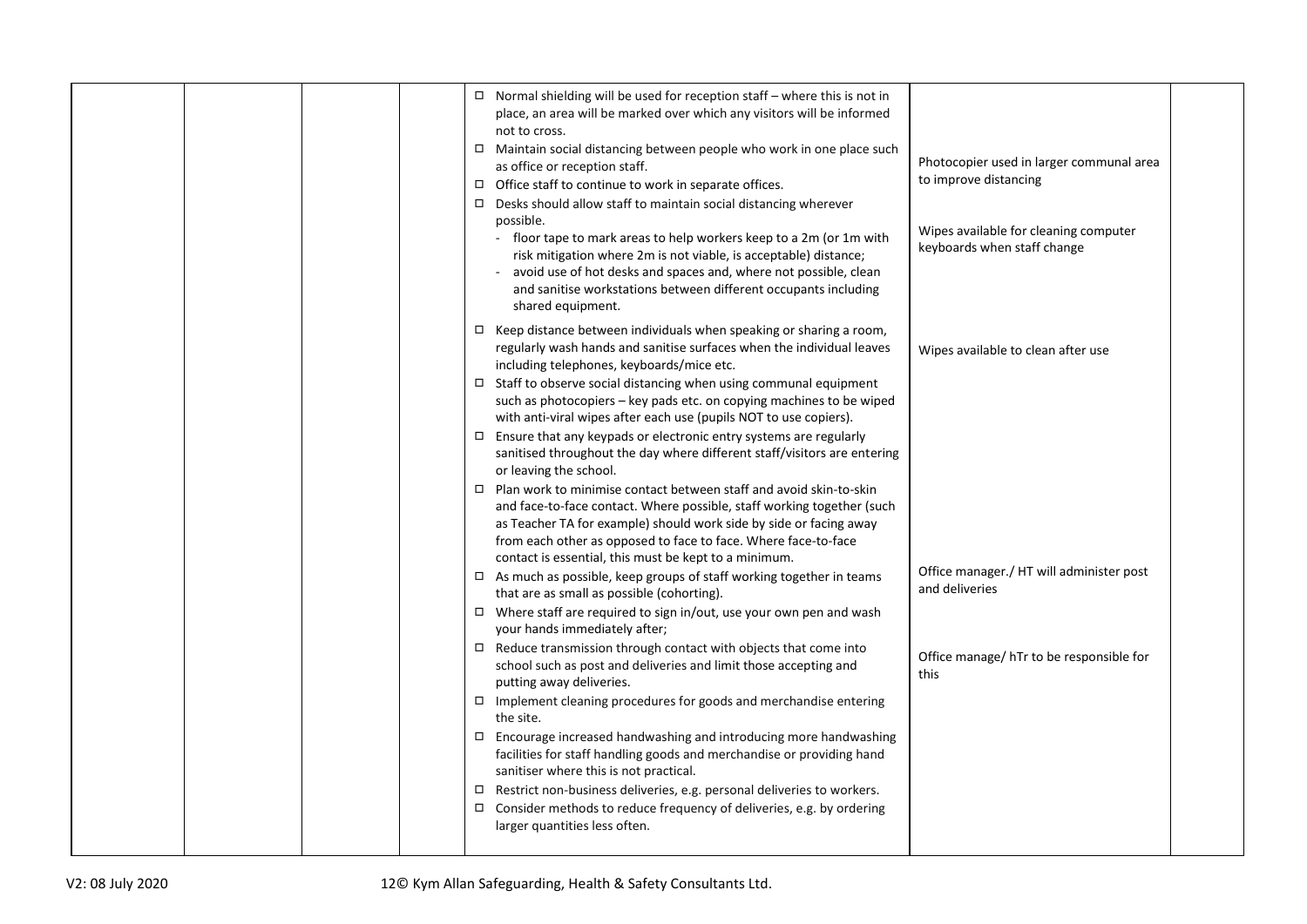| | | | | | | |
|---|---|---|---|---|---|---|
| | | | | ◻ Normal shielding will be used for reception staff – where this is not in place, an area will be marked over which any visitors will be informed not to cross.<br>◻ Maintain social distancing between people who work in one place such as office or reception staff.<br>◻ Office staff to continue to work in separate offices.<br>◻ Desks should allow staff to maintain social distancing wherever possible.<br>- floor tape to mark areas to help workers keep to a 2m (or 1m with risk mitigation where 2m is not viable, is acceptable) distance;<br>- avoid use of hot desks and spaces and, where not possible, clean and sanitise workstations between different occupants including shared equipment.<br>◻ Keep distance between individuals when speaking or sharing a room, regularly wash hands and sanitise surfaces when the individual leaves including telephones, keyboards/mice etc.<br>◻ Staff to observe social distancing when using communal equipment such as photocopiers – key pads etc. on copying machines to be wiped with anti-viral wipes after each use (pupils NOT to use copiers).<br>◻ Ensure that any keypads or electronic entry systems are regularly sanitised throughout the day where different staff/visitors are entering or leaving the school.<br>◻ Plan work to minimise contact between staff and avoid skin-to-skin and face-to-face contact. Where possible, staff working together (such as Teacher TA for example) should work side by side or facing away from each other as opposed to face to face. Where face-to-face contact is essential, this must be kept to a minimum.<br>◻ As much as possible, keep groups of staff working together in teams that are as small as possible (cohorting).<br>◻ Where staff are required to sign in/out, use your own pen and wash your hands immediately after;<br>◻ Reduce transmission through contact with objects that come into school such as post and deliveries and limit those accepting and putting away deliveries.<br>◻ Implement cleaning procedures for goods and merchandise entering the site.<br>◻ Encourage increased handwashing and introducing more handwashing facilities for staff handling goods and merchandise or providing hand sanitiser where this is not practical.<br>◻ Restrict non-business deliveries, e.g. personal deliveries to workers.<br>◻ Consider methods to reduce frequency of deliveries, e.g. by ordering larger quantities less often. | Photocopier used in larger communal area to improve distancing<br><br>Wipes available for cleaning computer keyboards when staff change<br><br>Wipes available to clean after use<br><br>Office manager./ HT will administer post and deliveries<br><br>Office manage/ hTr to be responsible for this | |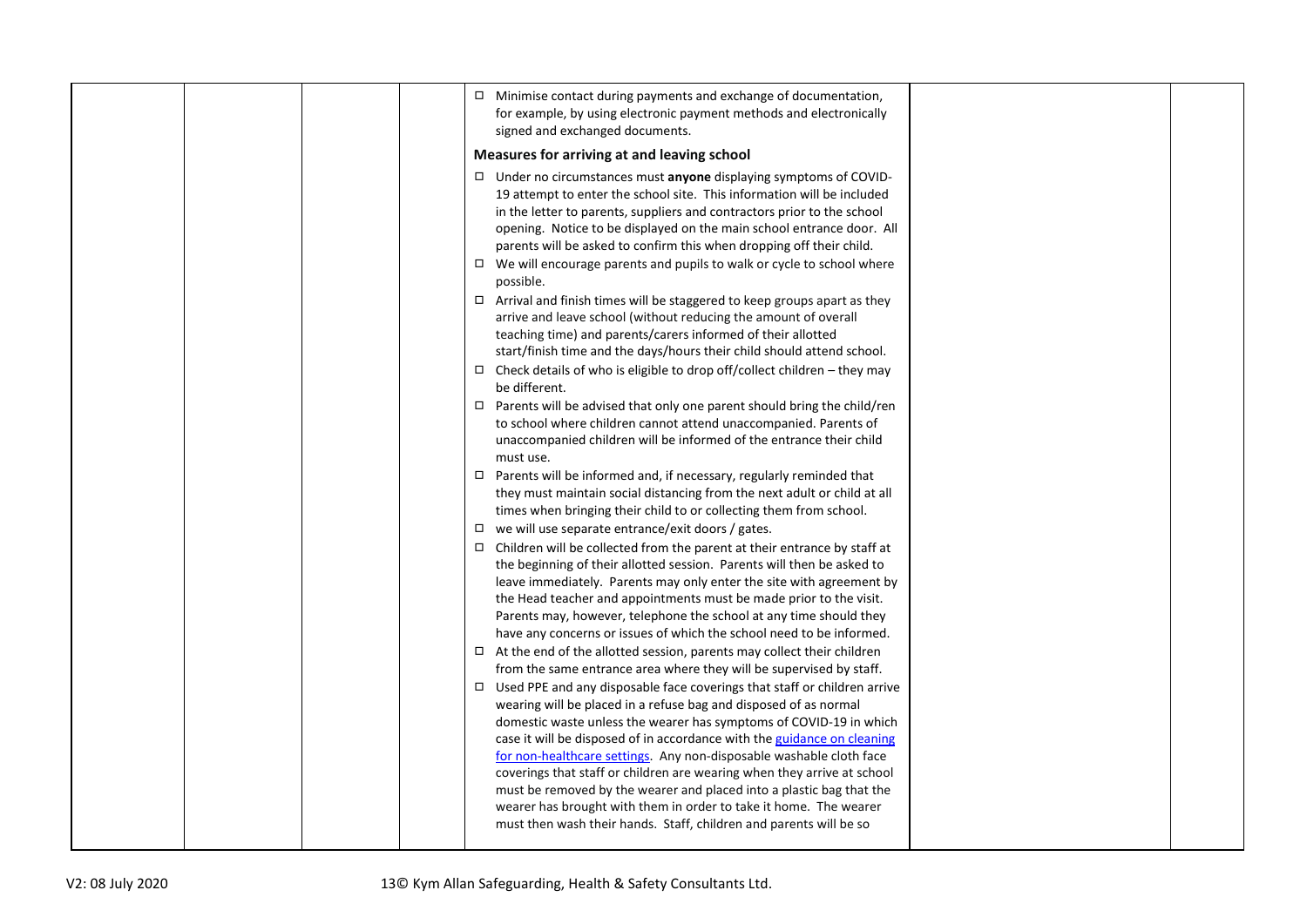| | | | | | | |
|---|---|---|---|---|---|---|
| | | | | ☐ Minimise contact during payments and exchange of documentation, for example, by using electronic payment methods and electronically signed and exchanged documents.<br><br>**Measures for arriving at and leaving school**<br><br>☐ Under no circumstances must **anyone** displaying symptoms of COVID-19 attempt to enter the school site. This information will be included in the letter to parents, suppliers and contractors prior to the school opening. Notice to be displayed on the main school entrance door. All parents will be asked to confirm this when dropping off their child.<br>☐ We will encourage parents and pupils to walk or cycle to school where possible.<br>☐ Arrival and finish times will be staggered to keep groups apart as they arrive and leave school (without reducing the amount of overall teaching time) and parents/carers informed of their allotted start/finish time and the days/hours their child should attend school.<br>☐ Check details of who is eligible to drop off/collect children – they may be different.<br>☐ Parents will be advised that only one parent should bring the child/ren to school where children cannot attend unaccompanied. Parents of unaccompanied children will be informed of the entrance their child must use.<br>☐ Parents will be informed and, if necessary, regularly reminded that they must maintain social distancing from the next adult or child at all times when bringing their child to or collecting them from school.<br>☐ we will use separate entrance/exit doors / gates.<br>☐ Children will be collected from the parent at their entrance by staff at the beginning of their allotted session. Parents will then be asked to leave immediately. Parents may only enter the site with agreement by the Head teacher and appointments must be made prior to the visit. Parents may, however, telephone the school at any time should they have any concerns or issues of which the school need to be informed.<br>☐ At the end of the allotted session, parents may collect their children from the same entrance area where they will be supervised by staff.<br>☐ Used PPE and any disposable face coverings that staff or children arrive wearing will be placed in a refuse bag and disposed of as normal domestic waste unless the wearer has symptoms of COVID-19 in which case it will be disposed of in accordance with the [guidance on cleaning for non-healthcare settings](). Any non-disposable washable cloth face coverings that staff or children are wearing when they arrive at school must be removed by the wearer and placed into a plastic bag that the wearer has brought with them in order to take it home. The wearer must then wash their hands. Staff, children and parents will be so | | |

V2: 08 July 2020

© Kym Allan Safeguarding, Health & Safety Consultants Ltd.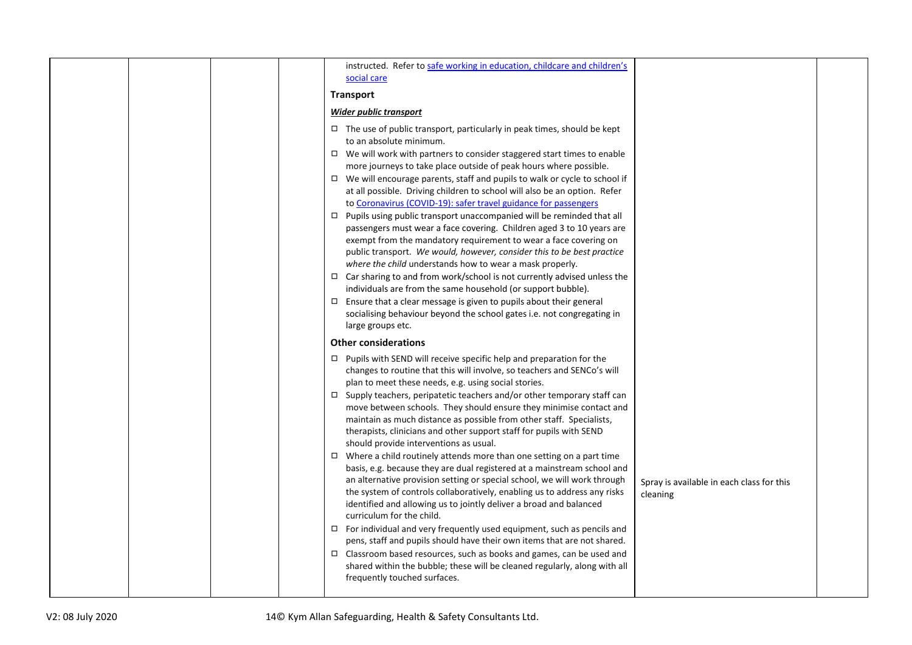| | | | | instructed. Refer to [safe working in education, childcare and children's social care](#)<br><br>**Transport**<br><br>***Wider public transport***<br><br>☐ The use of public transport, particularly in peak times, should be kept to an absolute minimum.<br>☐ We will work with partners to consider staggered start times to enable more journeys to take place outside of peak hours where possible.<br>☐ We will encourage parents, staff and pupils to walk or cycle to school if at all possible. Driving children to school will also be an option. Refer to [Coronavirus (COVID-19): safer travel guidance for passengers](#)<br>☐ Pupils using public transport unaccompanied will be reminded that all passengers must wear a face covering. Children aged 3 to 10 years are exempt from the mandatory requirement to wear a face covering on public transport. *We would, however, consider this to be best practice where the child* understands how to wear a mask properly.<br>☐ Car sharing to and from work/school is not currently advised unless the individuals are from the same household (or support bubble).<br>☐ Ensure that a clear message is given to pupils about their general socialising behaviour beyond the school gates i.e. not congregating in large groups etc.<br><br>**Other considerations**<br><br>☐ Pupils with SEND will receive specific help and preparation for the changes to routine that this will involve, so teachers and SENCo's will plan to meet these needs, e.g. using social stories.<br>☐ Supply teachers, peripatetic teachers and/or other temporary staff can move between schools. They should ensure they minimise contact and maintain as much distance as possible from other staff. Specialists, therapists, clinicians and other support staff for pupils with SEND should provide interventions as usual.<br>☐ Where a child routinely attends more than one setting on a part time basis, e.g. because they are dual registered at a mainstream school and an alternative provision setting or special school, we will work through the system of controls collaboratively, enabling us to address any risks identified and allowing us to jointly deliver a broad and balanced curriculum for the child.<br>☐ For individual and very frequently used equipment, such as pencils and pens, staff and pupils should have their own items that are not shared.<br>☐ Classroom based resources, such as books and games, can be used and shared within the bubble; these will be cleaned regularly, along with all frequently touched surfaces. | Spray is available in each class for this cleaning | |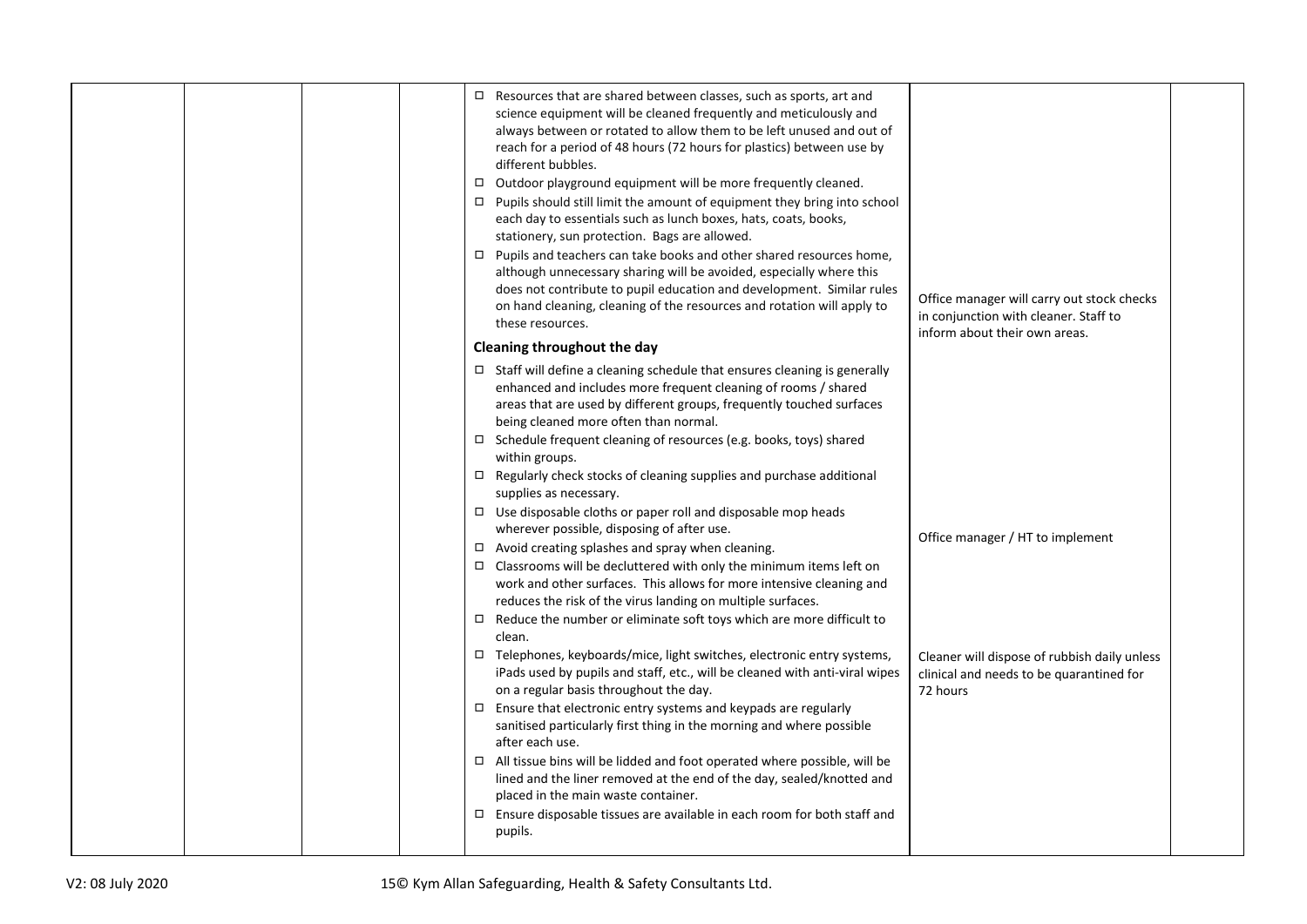| | | | | | | |
|---|---|---|---|---|---|---|
| | | | | ☐ Resources that are shared between classes, such as sports, art and science equipment will be cleaned frequently and meticulously and always between or rotated to allow them to be left unused and out of reach for a period of 48 hours (72 hours for plastics) between use by different bubbles.<br>☐ Outdoor playground equipment will be more frequently cleaned.<br>☐ Pupils should still limit the amount of equipment they bring into school each day to essentials such as lunch boxes, hats, coats, books, stationery, sun protection. Bags are allowed.<br>☐ Pupils and teachers can take books and other shared resources home, although unnecessary sharing will be avoided, especially where this does not contribute to pupil education and development. Similar rules on hand cleaning, cleaning of the resources and rotation will apply to these resources.<br>**Cleaning throughout the day**<br>☐ Staff will define a cleaning schedule that ensures cleaning is generally enhanced and includes more frequent cleaning of rooms / shared areas that are used by different groups, frequently touched surfaces being cleaned more often than normal.<br>☐ Schedule frequent cleaning of resources (e.g. books, toys) shared within groups.<br>☐ Regularly check stocks of cleaning supplies and purchase additional supplies as necessary.<br>☐ Use disposable cloths or paper roll and disposable mop heads wherever possible, disposing of after use.<br>☐ Avoid creating splashes and spray when cleaning.<br>☐ Classrooms will be decluttered with only the minimum items left on work and other surfaces. This allows for more intensive cleaning and reduces the risk of the virus landing on multiple surfaces.<br>☐ Reduce the number or eliminate soft toys which are more difficult to clean.<br>☐ Telephones, keyboards/mice, light switches, electronic entry systems, iPads used by pupils and staff, etc., will be cleaned with anti-viral wipes on a regular basis throughout the day.<br>☐ Ensure that electronic entry systems and keypads are regularly sanitised particularly first thing in the morning and where possible after each use.<br>☐ All tissue bins will be lidded and foot operated where possible, will be lined and the liner removed at the end of the day, sealed/knotted and placed in the main waste container.<br>☐ Ensure disposable tissues are available in each room for both staff and pupils. | Office manager will carry out stock checks in conjunction with cleaner. Staff to inform about their own areas.<br><br>Office manager / HT to implement<br><br>Cleaner will dispose of rubbish daily unless clinical and needs to be quarantined for 72 hours | |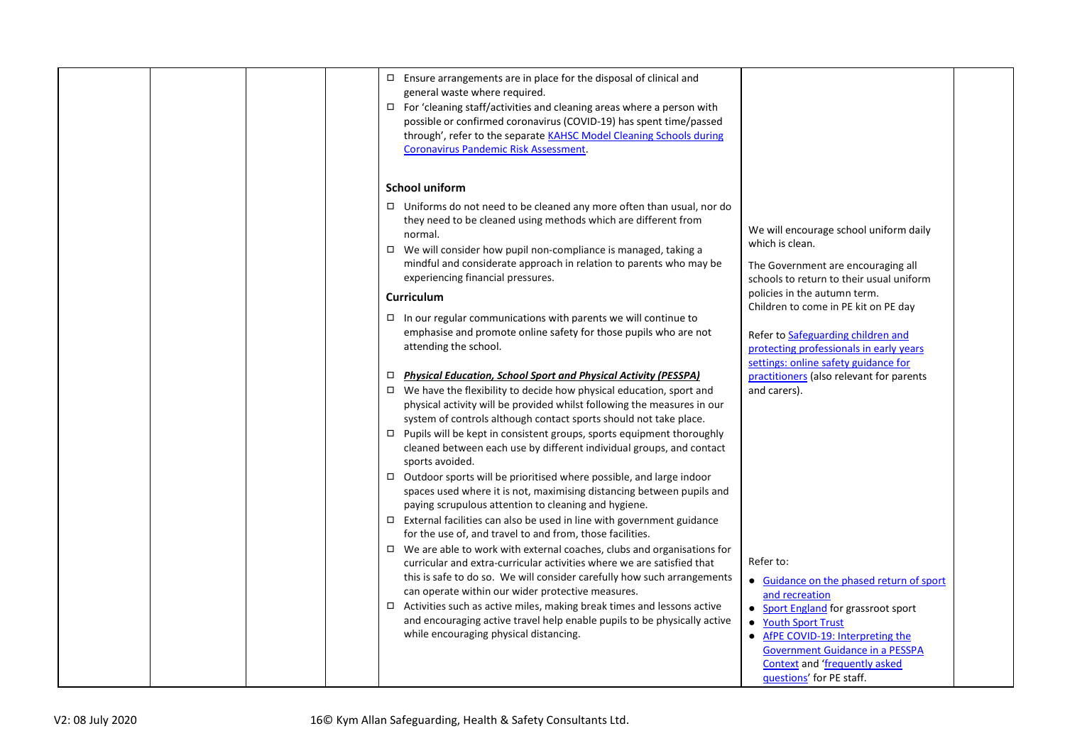| | | | | Control measures | Additional notes | |
|---|---|---|---|---|---|---|
| | | | | ☐ Ensure arrangements are in place for the disposal of clinical and general waste where required.<br>☐ For 'cleaning staff/activities and cleaning areas where a person with possible or confirmed coronavirus (COVID-19) has spent time/passed through', refer to the separate KAHSC Model Cleaning Schools during Coronavirus Pandemic Risk Assessment.<br><br>**School uniform**<br>☐ Uniforms do not need to be cleaned any more often than usual, nor do they need to be cleaned using methods which are different from normal.<br>☐ We will consider how pupil non-compliance is managed, taking a mindful and considerate approach in relation to parents who may be experiencing financial pressures.<br><br>**Curriculum**<br>☐ In our regular communications with parents we will continue to emphasise and promote online safety for those pupils who are not attending the school.<br><br>☐ ***Physical Education, School Sport and Physical Activity (PESSPA)***<br>☐ We have the flexibility to decide how physical education, sport and physical activity will be provided whilst following the measures in our system of controls although contact sports should not take place.<br>☐ Pupils will be kept in consistent groups, sports equipment thoroughly cleaned between each use by different individual groups, and contact sports avoided.<br>☐ Outdoor sports will be prioritised where possible, and large indoor spaces used where it is not, maximising distancing between pupils and paying scrupulous attention to cleaning and hygiene.<br>☐ External facilities can also be used in line with government guidance for the use of, and travel to and from, those facilities.<br>☐ We are able to work with external coaches, clubs and organisations for curricular and extra-curricular activities where we are satisfied that this is safe to do so. We will consider carefully how such arrangements can operate within our wider protective measures.<br>☐ Activities such as active miles, making break times and lessons active and encouraging active travel help enable pupils to be physically active while encouraging physical distancing. | We will encourage school uniform daily which is clean.<br><br>The Government are encouraging all schools to return to their usual uniform policies in the autumn term.<br>Children to come in PE kit on PE day<br><br>Refer to Safeguarding children and protecting professionals in early years settings: online safety guidance for practitioners (also relevant for parents and carers).<br><br>Refer to:<br>• Guidance on the phased return of sport and recreation<br>• Sport England for grassroot sport<br>• Youth Sport Trust<br>• AfPE COVID-19: Interpreting the Government Guidance in a PESSPA Context and 'frequently asked questions' for PE staff. | |

V2: 08 July 2020

© Kym Allan Safeguarding, Health & Safety Consultants Ltd.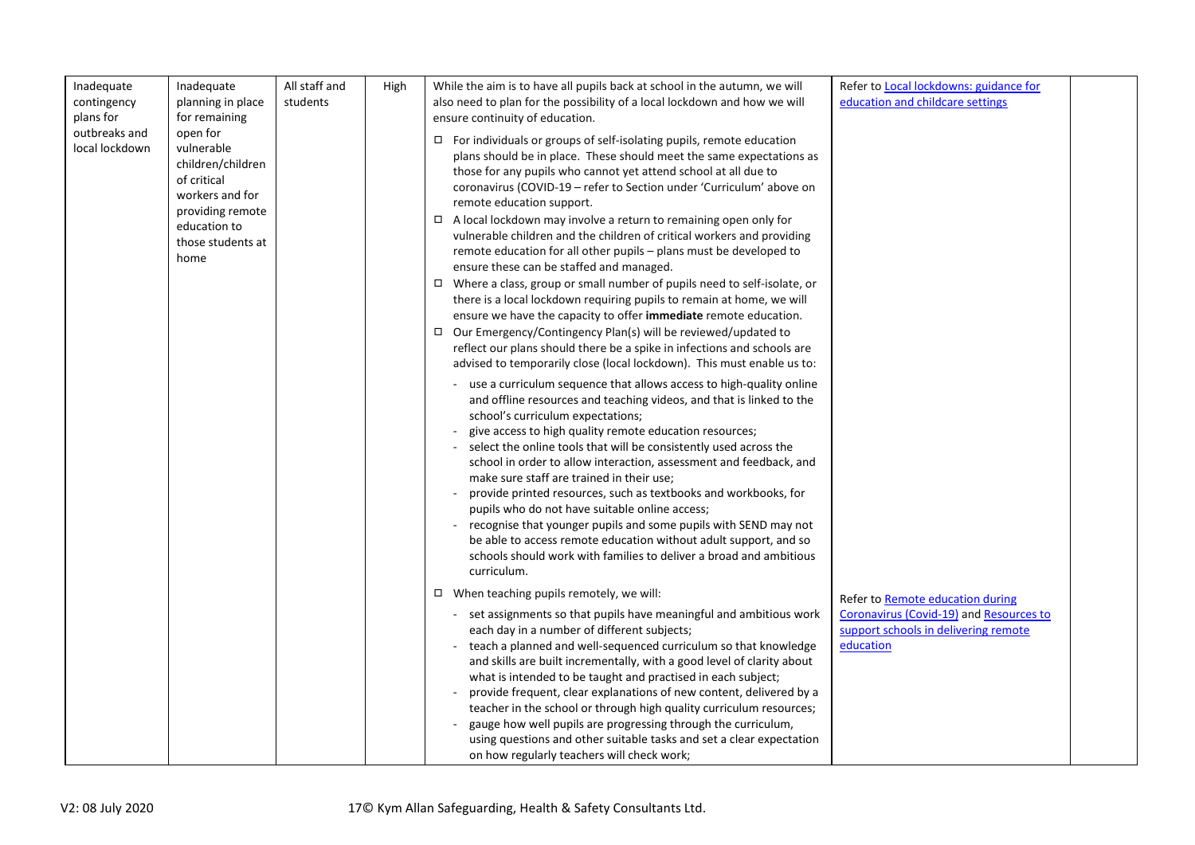| Inadequate contingency plans for outbreaks and local lockdown | Inadequate planning in place for remaining open for vulnerable children/children of critical workers and for providing remote education to those students at home | All staff and students | High | While the aim is to have all pupils back at school in the autumn, we will also need to plan for the possibility of a local lockdown and how we will ensure continuity of education.<br><br>☐ For individuals or groups of self-isolating pupils, remote education plans should be in place. These should meet the same expectations as those for any pupils who cannot yet attend school at all due to coronavirus (COVID-19 – refer to Section under 'Curriculum' above on remote education support.<br>☐ A local lockdown may involve a return to remaining open only for vulnerable children and the children of critical workers and providing remote education for all other pupils – plans must be developed to ensure these can be staffed and managed.<br>☐ Where a class, group or small number of pupils need to self-isolate, or there is a local lockdown requiring pupils to remain at home, we will ensure we have the capacity to offer **immediate** remote education.<br>☐ Our Emergency/Contingency Plan(s) will be reviewed/updated to reflect our plans should there be a spike in infections and schools are advised to temporarily close (local lockdown). This must enable us to:<br>- use a curriculum sequence that allows access to high-quality online and offline resources and teaching videos, and that is linked to the school's curriculum expectations;<br>- give access to high quality remote education resources;<br>- select the online tools that will be consistently used across the school in order to allow interaction, assessment and feedback, and make sure staff are trained in their use;<br>- provide printed resources, such as textbooks and workbooks, for pupils who do not have suitable online access;<br>- recognise that younger pupils and some pupils with SEND may not be able to access remote education without adult support, and so schools should work with families to deliver a broad and ambitious curriculum.<br><br>☐ When teaching pupils remotely, we will:<br>- set assignments so that pupils have meaningful and ambitious work each day in a number of different subjects;<br>- teach a planned and well-sequenced curriculum so that knowledge and skills are built incrementally, with a good level of clarity about what is intended to be taught and practised in each subject;<br>- provide frequent, clear explanations of new content, delivered by a teacher in the school or through high quality curriculum resources;<br>- gauge how well pupils are progressing through the curriculum, using questions and other suitable tasks and set a clear expectation on how regularly teachers will check work; | Refer to Local lockdowns: guidance for education and childcare settings<br><br>Refer to Remote education during Coronavirus (Covid-19) and Resources to support schools in delivering remote education | |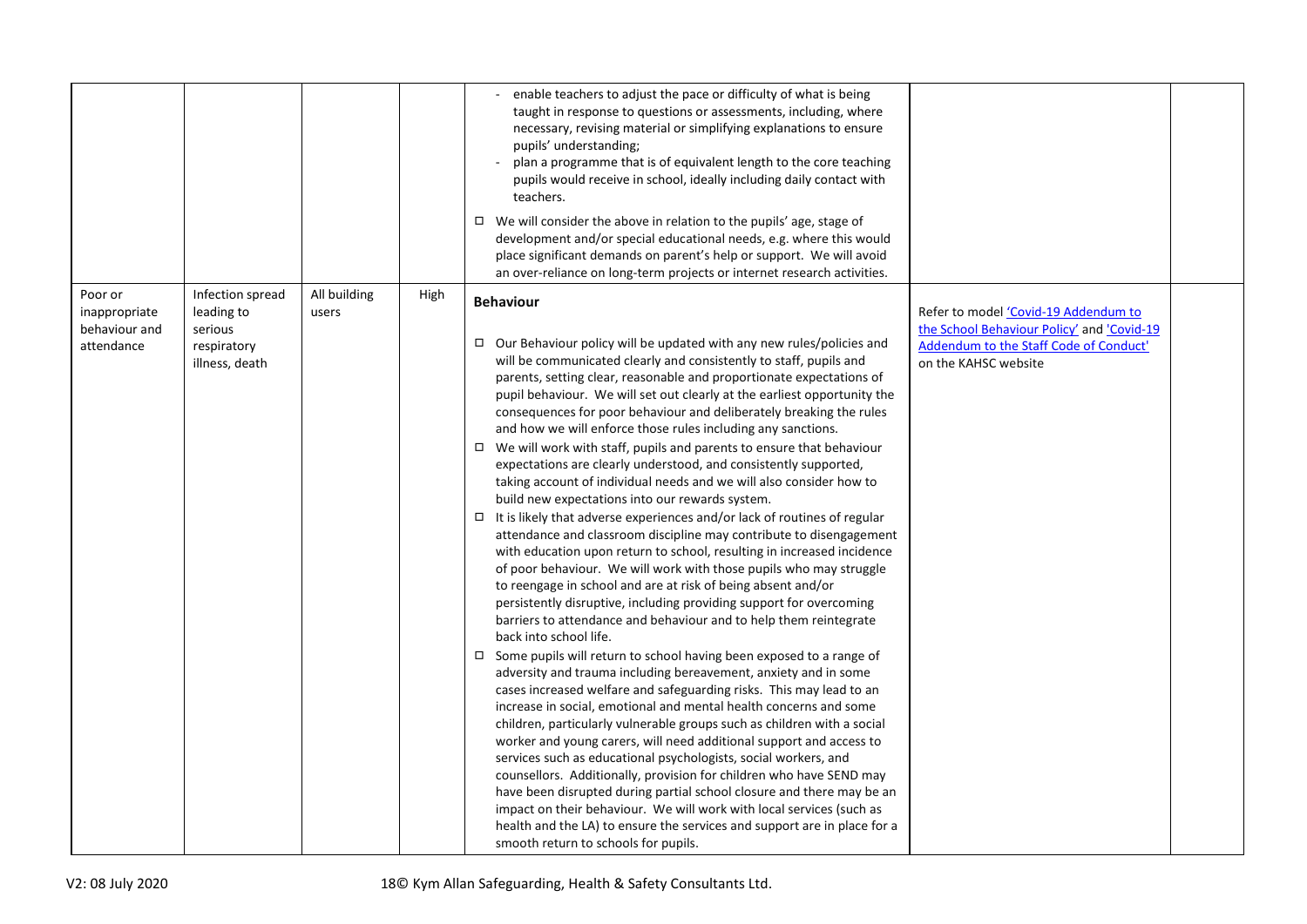| | | | | | | |
|---|---|---|---|---|---|---|
| | | | | - enable teachers to adjust the pace or difficulty of what is being taught in response to questions or assessments, including, where necessary, revising material or simplifying explanations to ensure pupils' understanding;<br>- plan a programme that is of equivalent length to the core teaching pupils would receive in school, ideally including daily contact with teachers.<br>☐ We will consider the above in relation to the pupils' age, stage of development and/or special educational needs, e.g. where this would place significant demands on parent's help or support. We will avoid an over-reliance on long-term projects or internet research activities. | | |
| Poor or inappropriate behaviour and attendance | Infection spread leading to serious respiratory illness, death | All building users | High | **Behaviour**<br>☐ Our Behaviour policy will be updated with any new rules/policies and will be communicated clearly and consistently to staff, pupils and parents, setting clear, reasonable and proportionate expectations of pupil behaviour. We will set out clearly at the earliest opportunity the consequences for poor behaviour and deliberately breaking the rules and how we will enforce those rules including any sanctions.<br>☐ We will work with staff, pupils and parents to ensure that behaviour expectations are clearly understood, and consistently supported, taking account of individual needs and we will also consider how to build new expectations into our rewards system.<br>☐ It is likely that adverse experiences and/or lack of routines of regular attendance and classroom discipline may contribute to disengagement with education upon return to school, resulting in increased incidence of poor behaviour. We will work with those pupils who may struggle to reengage in school and are at risk of being absent and/or persistently disruptive, including providing support for overcoming barriers to attendance and behaviour and to help them reintegrate back into school life.<br>☐ Some pupils will return to school having been exposed to a range of adversity and trauma including bereavement, anxiety and in some cases increased welfare and safeguarding risks. This may lead to an increase in social, emotional and mental health concerns and some children, particularly vulnerable groups such as children with a social worker and young carers, will need additional support and access to services such as educational psychologists, social workers, and counsellors. Additionally, provision for children who have SEND may have been disrupted during partial school closure and there may be an impact on their behaviour. We will work with local services (such as health and the LA) to ensure the services and support are in place for a smooth return to schools for pupils. | Refer to model 'Covid-19 Addendum to the School Behaviour Policy' and 'Covid-19 Addendum to the Staff Code of Conduct' on the KAHSC website | |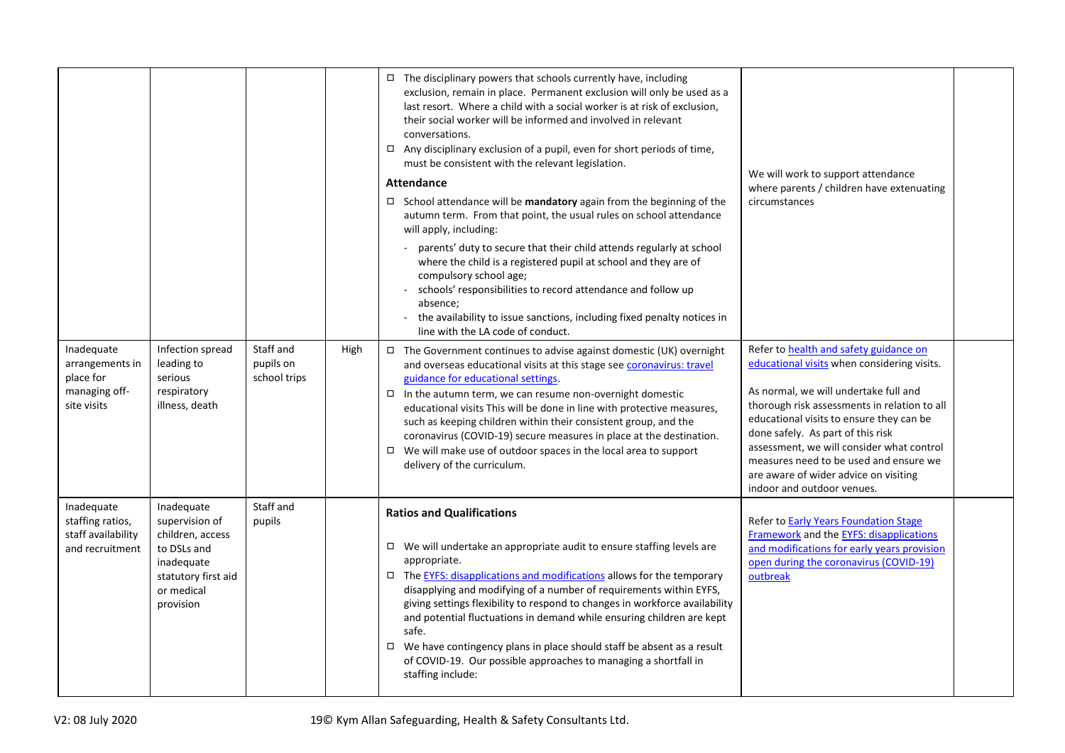| | | | | | | |
|---|---|---|---|---|---|---|
| | | | | ◻ The disciplinary powers that schools currently have, including exclusion, remain in place. Permanent exclusion will only be used as a last resort. Where a child with a social worker is at risk of exclusion, their social worker will be informed and involved in relevant conversations.<br>◻ Any disciplinary exclusion of a pupil, even for short periods of time, must be consistent with the relevant legislation.<br>**Attendance**<br>◻ School attendance will be **mandatory** again from the beginning of the autumn term. From that point, the usual rules on school attendance will apply, including:<br>- parents' duty to secure that their child attends regularly at school where the child is a registered pupil at school and they are of compulsory school age;<br>- schools' responsibilities to record attendance and follow up absence;<br>- the availability to issue sanctions, including fixed penalty notices in line with the LA code of conduct. | We will work to support attendance where parents / children have extenuating circumstances | |
| Inadequate arrangements in place for managing off-site visits | Infection spread leading to serious respiratory illness, death | Staff and pupils on school trips | High | ◻ The Government continues to advise against domestic (UK) overnight and overseas educational visits at this stage see coronavirus: travel guidance for educational settings.<br>◻ In the autumn term, we can resume non-overnight domestic educational visits This will be done in line with protective measures, such as keeping children within their consistent group, and the coronavirus (COVID-19) secure measures in place at the destination.<br>◻ We will make use of outdoor spaces in the local area to support delivery of the curriculum. | Refer to health and safety guidance on educational visits when considering visits.<br><br>As normal, we will undertake full and thorough risk assessments in relation to all educational visits to ensure they can be done safely. As part of this risk assessment, we will consider what control measures need to be used and ensure we are aware of wider advice on visiting indoor and outdoor venues. | |
| Inadequate staffing ratios, staff availability and recruitment | Inadequate supervision of children, access to DSLs and inadequate statutory first aid or medical provision | Staff and pupils | | **Ratios and Qualifications**<br><br>◻ We will undertake an appropriate audit to ensure staffing levels are appropriate.<br>◻ The EYFS: disapplications and modifications allows for the temporary disapplying and modifying of a number of requirements within EYFS, giving settings flexibility to respond to changes in workforce availability and potential fluctuations in demand while ensuring children are kept safe.<br>◻ We have contingency plans in place should staff be absent as a result of COVID-19. Our possible approaches to managing a shortfall in staffing include: | Refer to Early Years Foundation Stage Framework and the EYFS: disapplications and modifications for early years provision open during the coronavirus (COVID-19) outbreak | |

V2: 08 July 2020 © Kym Allan Safeguarding, Health & Safety Consultants Ltd.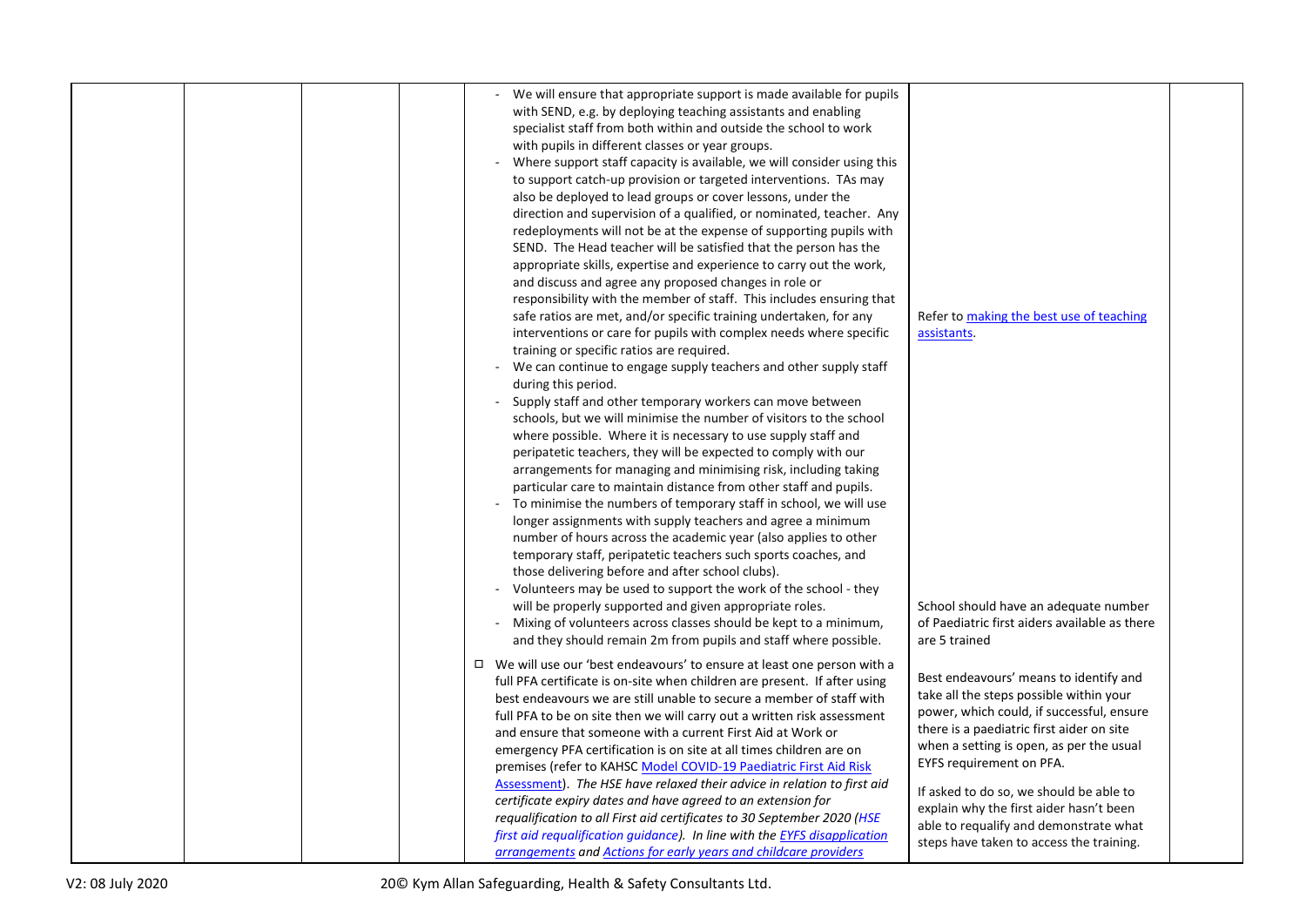| | | | | | | |
|---|---|---|---|---|---|---|
| | | | | - We will ensure that appropriate support is made available for pupils with SEND, e.g. by deploying teaching assistants and enabling specialist staff from both within and outside the school to work with pupils in different classes or year groups.<br>- Where support staff capacity is available, we will consider using this to support catch-up provision or targeted interventions. TAs may also be deployed to lead groups or cover lessons, under the direction and supervision of a qualified, or nominated, teacher. Any redeployments will not be at the expense of supporting pupils with SEND. The Head teacher will be satisfied that the person has the appropriate skills, expertise and experience to carry out the work, and discuss and agree any proposed changes in role or responsibility with the member of staff. This includes ensuring that safe ratios are met, and/or specific training undertaken, for any interventions or care for pupils with complex needs where specific training or specific ratios are required.<br>- We can continue to engage supply teachers and other supply staff during this period.<br>- Supply staff and other temporary workers can move between schools, but we will minimise the number of visitors to the school where possible. Where it is necessary to use supply staff and peripatetic teachers, they will be expected to comply with our arrangements for managing and minimising risk, including taking particular care to maintain distance from other staff and pupils.<br>- To minimise the numbers of temporary staff in school, we will use longer assignments with supply teachers and agree a minimum number of hours across the academic year (also applies to other temporary staff, peripatetic teachers such sports coaches, and those delivering before and after school clubs).<br>- Volunteers may be used to support the work of the school - they will be properly supported and given appropriate roles.<br>- Mixing of volunteers across classes should be kept to a minimum, and they should remain 2m from pupils and staff where possible. | Refer to [making the best use of teaching assistants](#).<br><br>School should have an adequate number of Paediatric first aiders available as there are 5 trained | |
| | | | | ☐ We will use our 'best endeavours' to ensure at least one person with a full PFA certificate is on-site when children are present. If after using best endeavours we are still unable to secure a member of staff with full PFA to be on site then we will carry out a written risk assessment and ensure that someone with a current First Aid at Work or emergency PFA certification is on site at all times children are on premises (refer to KAHSC [Model COVID-19 Paediatric First Aid Risk Assessment](#)). *The HSE have relaxed their advice in relation to first aid certificate expiry dates and have agreed to an extension for requalification to all First aid certificates to 30 September 2020 ([HSE first aid requalification guidance](#)). In line with the [EYFS disapplication arrangements](#) and [Actions for early years and childcare providers](#)* | Best endeavours' means to identify and take all the steps possible within your power, which could, if successful, ensure there is a paediatric first aider on site when a setting is open, as per the usual EYFS requirement on PFA.<br><br>If asked to do so, we should be able to explain why the first aider hasn't been able to requalify and demonstrate what steps have taken to access the training. | |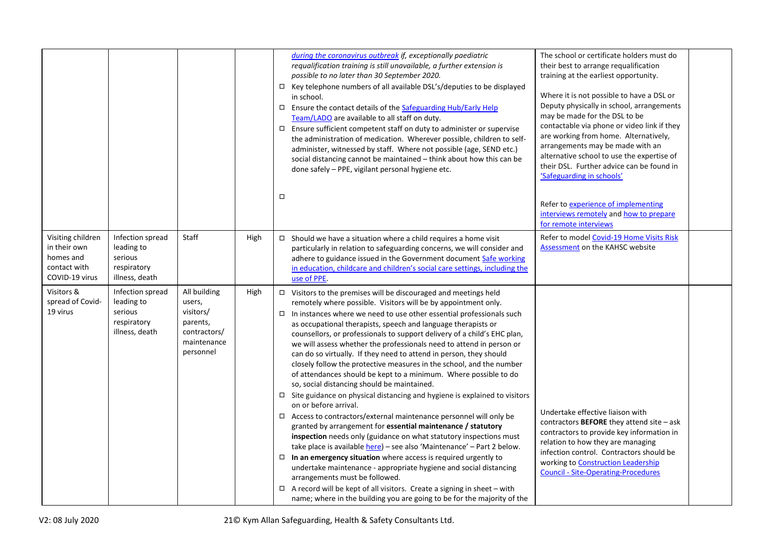| | | | | | | |
|---|---|---|---|---|---|---|
| | | | | *during the coronavirus outbreak if, exceptionally paediatric requalification training is still unavailable, a further extension is possible to no later than 30 September 2020.*<br>☐ Key telephone numbers of all available DSL's/deputies to be displayed in school.<br>☐ Ensure the contact details of the Safeguarding Hub/Early Help Team/LADO are available to all staff on duty.<br>☐ Ensure sufficient competent staff on duty to administer or supervise the administration of medication. Wherever possible, children to self-administer, witnessed by staff. Where not possible (age, SEND etc.) social distancing cannot be maintained – think about how this can be done safely – PPE, vigilant personal hygiene etc.<br>☐ | The school or certificate holders must do their best to arrange requalification training at the earliest opportunity.<br><br>Where it is not possible to have a DSL or Deputy physically in school, arrangements may be made for the DSL to be contactable via phone or video link if they are working from home. Alternatively, arrangements may be made with an alternative school to use the expertise of their DSL. Further advice can be found in 'Safeguarding in schools'<br><br>Refer to experience of implementing interviews remotely and how to prepare for remote interviews | |
| Visiting children in their own homes and contact with COVID-19 virus | Infection spread leading to serious respiratory illness, death | Staff | High | ☐ Should we have a situation where a child requires a home visit particularly in relation to safeguarding concerns, we will consider and adhere to guidance issued in the Government document Safe working in education, childcare and children's social care settings, including the use of PPE. | Refer to model Covid-19 Home Visits Risk Assessment on the KAHSC website | |
| Visitors & spread of Covid-19 virus | Infection spread leading to serious respiratory illness, death | All building users, visitors/ parents, contractors/ maintenance personnel | High | ☐ Visitors to the premises will be discouraged and meetings held remotely where possible. Visitors will be by appointment only.<br>☐ In instances where we need to use other essential professionals such as occupational therapists, speech and language therapists or counsellors, or professionals to support delivery of a child's EHC plan, we will assess whether the professionals need to attend in person or can do so virtually. If they need to attend in person, they should closely follow the protective measures in the school, and the number of attendances should be kept to a minimum. Where possible to do so, social distancing should be maintained.<br>☐ Site guidance on physical distancing and hygiene is explained to visitors on or before arrival.<br>☐ Access to contractors/external maintenance personnel will only be granted by arrangement for **essential maintenance / statutory inspection** needs only (guidance on what statutory inspections must take place is available here) – see also 'Maintenance' – Part 2 below.<br>☐ **In an emergency situation** where access is required urgently to undertake maintenance - appropriate hygiene and social distancing arrangements must be followed.<br>☐ A record will be kept of all visitors. Create a signing in sheet – with name; where in the building you are going to be for the majority of the | Undertake effective liaison with contractors **BEFORE** they attend site – ask contractors to provide key information in relation to how they are managing infection control. Contractors should be working to Construction Leadership Council - Site-Operating-Procedures | |

V2: 08 July 2020 © Kym Allan Safeguarding, Health & Safety Consultants Ltd.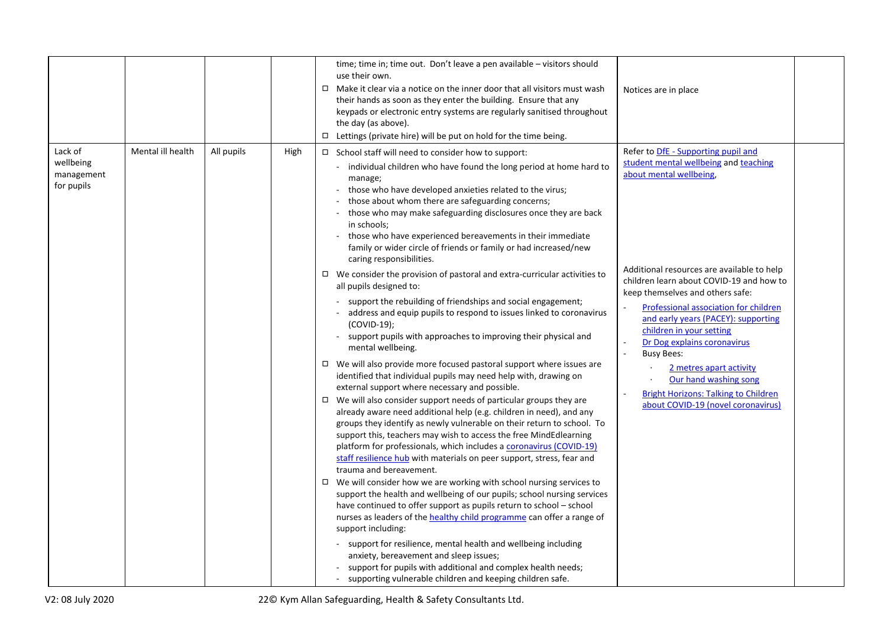| | | | | | | |
|---|---|---|---|---|---|---|
| | | | | time; time in; time out. Don't leave a pen available – visitors should use their own.<br>☐ Make it clear via a notice on the inner door that all visitors must wash their hands as soon as they enter the building. Ensure that any keypads or electronic entry systems are regularly sanitised throughout the day (as above).<br>☐ Lettings (private hire) will be put on hold for the time being. | Notices are in place | |
| Lack of wellbeing management for pupils | Mental ill health | All pupils | High | ☐ School staff will need to consider how to support:<br>- individual children who have found the long period at home hard to manage;<br>- those who have developed anxieties related to the virus;<br>- those about whom there are safeguarding concerns;<br>- those who may make safeguarding disclosures once they are back in schools;<br>- those who have experienced bereavements in their immediate family or wider circle of friends or family or had increased/new caring responsibilities.<br>☐ We consider the provision of pastoral and extra-curricular activities to all pupils designed to:<br>- support the rebuilding of friendships and social engagement;<br>- address and equip pupils to respond to issues linked to coronavirus (COVID-19);<br>- support pupils with approaches to improving their physical and mental wellbeing.<br>☐ We will also provide more focused pastoral support where issues are identified that individual pupils may need help with, drawing on external support where necessary and possible.<br>☐ We will also consider support needs of particular groups they are already aware need additional help (e.g. children in need), and any groups they identify as newly vulnerable on their return to school. To support this, teachers may wish to access the free MindEdlearning platform for professionals, which includes a coronavirus (COVID-19) staff resilience hub with materials on peer support, stress, fear and trauma and bereavement.<br>☐ We will consider how we are working with school nursing services to support the health and wellbeing of our pupils; school nursing services have continued to offer support as pupils return to school – school nurses as leaders of the healthy child programme can offer a range of support including:<br>- support for resilience, mental health and wellbeing including anxiety, bereavement and sleep issues;<br>- support for pupils with additional and complex health needs;<br>- supporting vulnerable children and keeping children safe. | Refer to DfE - Supporting pupil and student mental wellbeing and teaching about mental wellbeing,<br><br>Additional resources are available to help children learn about COVID-19 and how to keep themselves and others safe:<br>- Professional association for children and early years (PACEY): supporting children in your setting<br>- Dr Dog explains coronavirus<br>- Busy Bees:<br>· 2 metres apart activity<br>· Our hand washing song<br>- Bright Horizons: Talking to Children about COVID-19 (novel coronavirus) | |

V2: 08 July 2020 © Kym Allan Safeguarding, Health & Safety Consultants Ltd.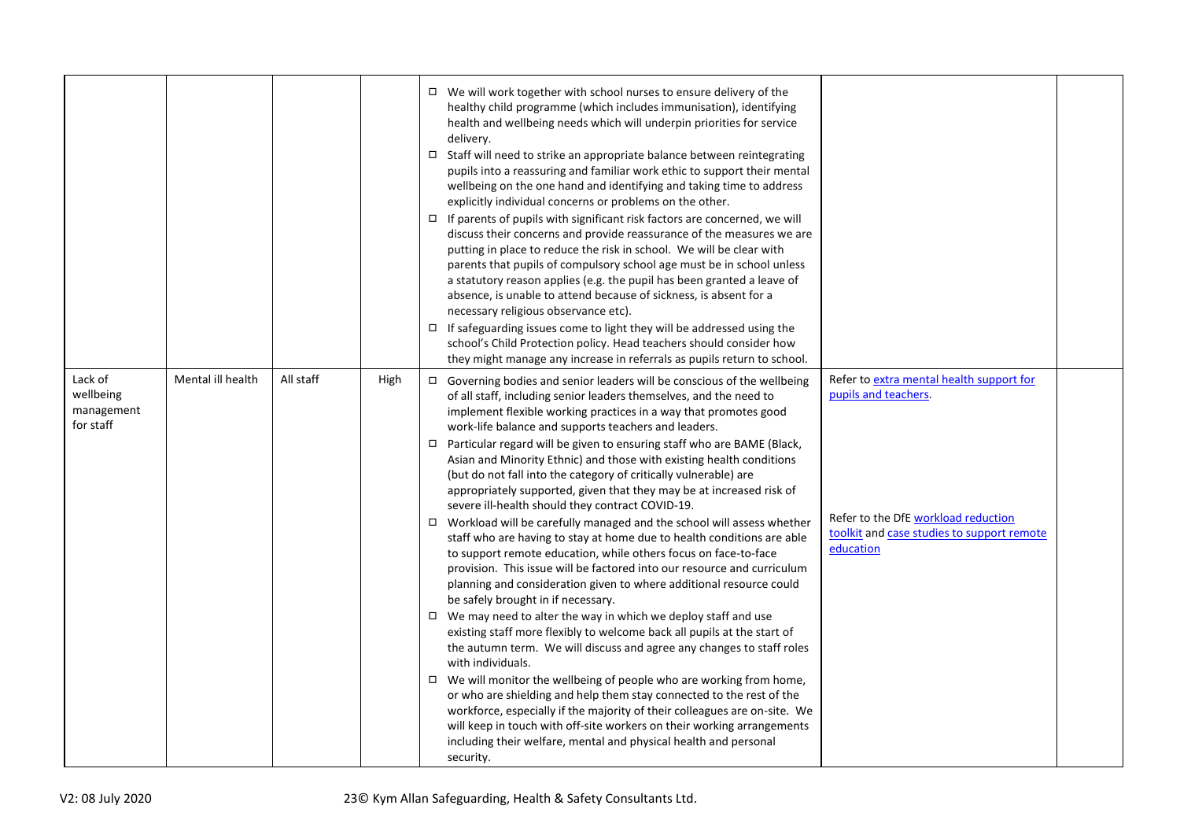| | | | | | | |
|---|---|---|---|---|---|---|
| | | | | □ We will work together with school nurses to ensure delivery of the healthy child programme (which includes immunisation), identifying health and wellbeing needs which will underpin priorities for service delivery.<br>□ Staff will need to strike an appropriate balance between reintegrating pupils into a reassuring and familiar work ethic to support their mental wellbeing on the one hand and identifying and taking time to address explicitly individual concerns or problems on the other.<br>□ If parents of pupils with significant risk factors are concerned, we will discuss their concerns and provide reassurance of the measures we are putting in place to reduce the risk in school. We will be clear with parents that pupils of compulsory school age must be in school unless a statutory reason applies (e.g. the pupil has been granted a leave of absence, is unable to attend because of sickness, is absent for a necessary religious observance etc).<br>□ If safeguarding issues come to light they will be addressed using the school's Child Protection policy. Head teachers should consider how they might manage any increase in referrals as pupils return to school. | | |
| Lack of wellbeing management for staff | Mental ill health | All staff | High | □ Governing bodies and senior leaders will be conscious of the wellbeing of all staff, including senior leaders themselves, and the need to implement flexible working practices in a way that promotes good work-life balance and supports teachers and leaders.<br>□ Particular regard will be given to ensuring staff who are BAME (Black, Asian and Minority Ethnic) and those with existing health conditions (but do not fall into the category of critically vulnerable) are appropriately supported, given that they may be at increased risk of severe ill-health should they contract COVID-19.<br>□ Workload will be carefully managed and the school will assess whether staff who are having to stay at home due to health conditions are able to support remote education, while others focus on face-to-face provision. This issue will be factored into our resource and curriculum planning and consideration given to where additional resource could be safely brought in if necessary.<br>□ We may need to alter the way in which we deploy staff and use existing staff more flexibly to welcome back all pupils at the start of the autumn term. We will discuss and agree any changes to staff roles with individuals.<br>□ We will monitor the wellbeing of people who are working from home, or who are shielding and help them stay connected to the rest of the workforce, especially if the majority of their colleagues are on-site. We will keep in touch with off-site workers on their working arrangements including their welfare, mental and physical health and personal security. | Refer to extra mental health support for pupils and teachers.<br><br>Refer to the DfE workload reduction toolkit and case studies to support remote education | |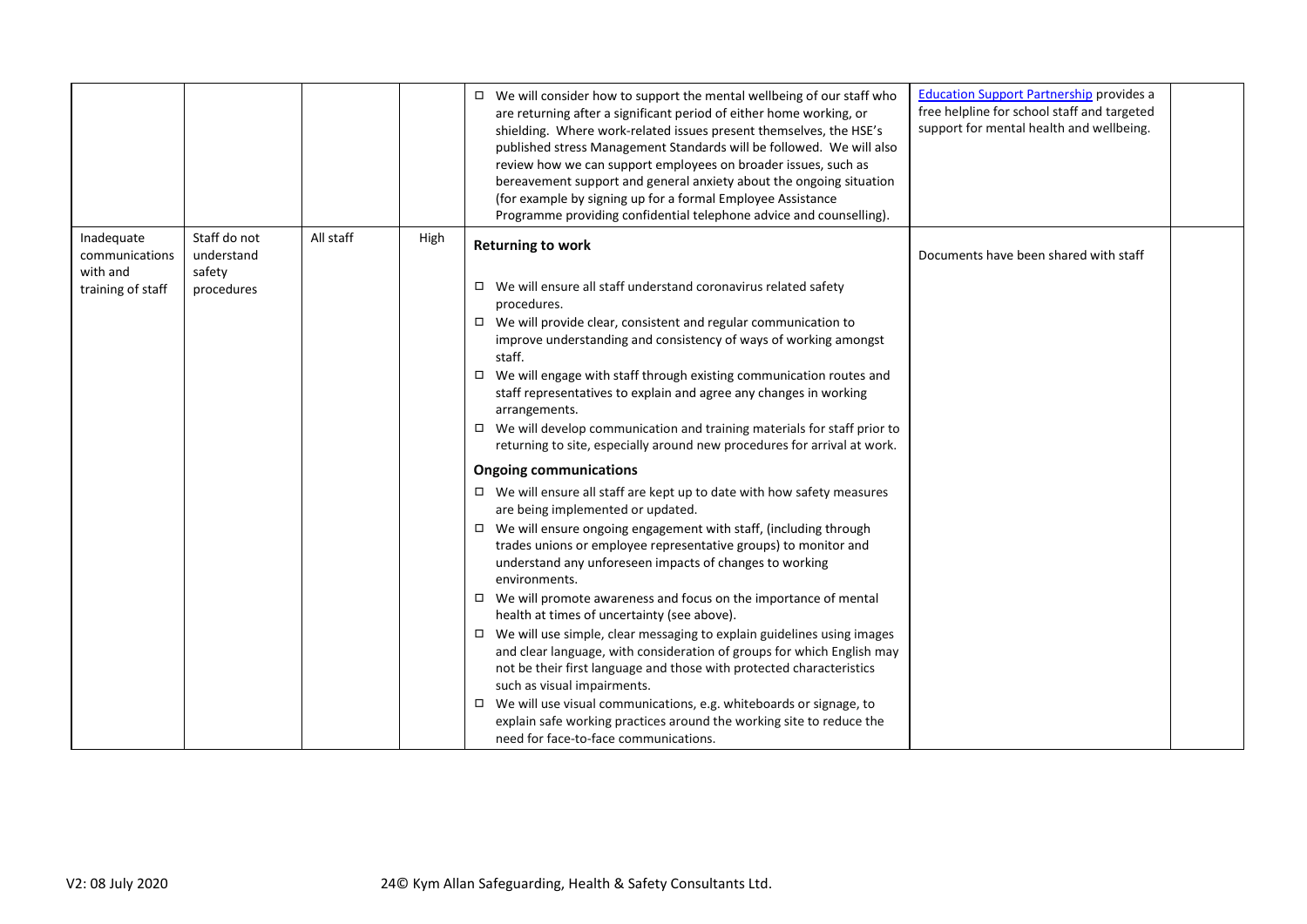| | | | | | | |
|---|---|---|---|---|---|---|
| | | | | ☐ We will consider how to support the mental wellbeing of our staff who are returning after a significant period of either home working, or shielding. Where work-related issues present themselves, the HSE's published stress Management Standards will be followed. We will also review how we can support employees on broader issues, such as bereavement support and general anxiety about the ongoing situation (for example by signing up for a formal Employee Assistance Programme providing confidential telephone advice and counselling). | Education Support Partnership provides a free helpline for school staff and targeted support for mental health and wellbeing. | |
| Inadequate communications with and training of staff | Staff do not understand safety procedures | All staff | High | **Returning to work**<br><br>☐ We will ensure all staff understand coronavirus related safety procedures.<br>☐ We will provide clear, consistent and regular communication to improve understanding and consistency of ways of working amongst staff.<br>☐ We will engage with staff through existing communication routes and staff representatives to explain and agree any changes in working arrangements.<br>☐ We will develop communication and training materials for staff prior to returning to site, especially around new procedures for arrival at work.<br><br>**Ongoing communications**<br><br>☐ We will ensure all staff are kept up to date with how safety measures are being implemented or updated.<br>☐ We will ensure ongoing engagement with staff, (including through trades unions or employee representative groups) to monitor and understand any unforeseen impacts of changes to working environments.<br>☐ We will promote awareness and focus on the importance of mental health at times of uncertainty (see above).<br>☐ We will use simple, clear messaging to explain guidelines using images and clear language, with consideration of groups for which English may not be their first language and those with protected characteristics such as visual impairments.<br>☐ We will use visual communications, e.g. whiteboards or signage, to explain safe working practices around the working site to reduce the need for face-to-face communications. | Documents have been shared with staff | |

V2: 08 July 2020 © Kym Allan Safeguarding, Health & Safety Consultants Ltd.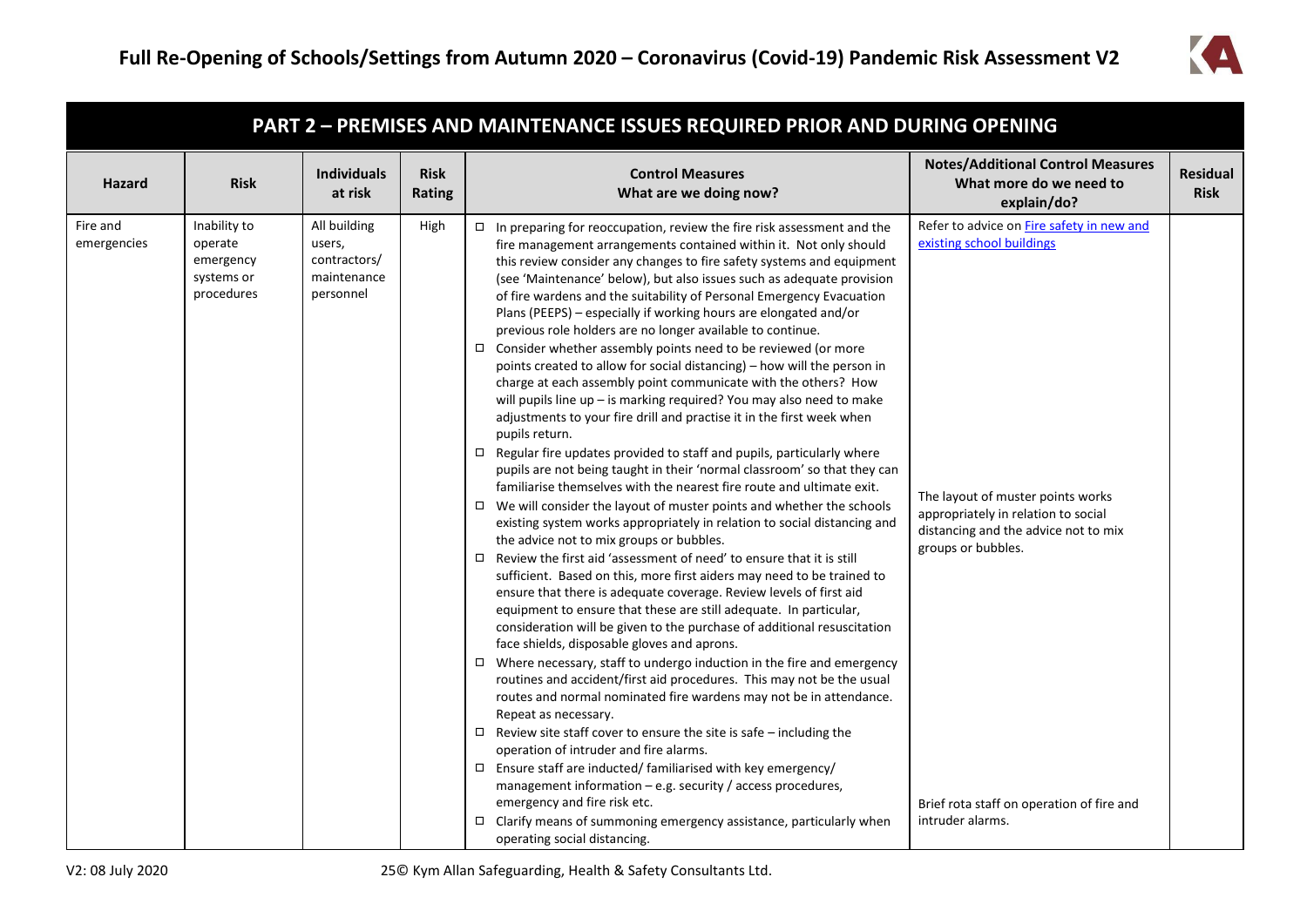## PART 2 – PREMISES AND MAINTENANCE ISSUES REQUIRED PRIOR AND DURING OPENING

| Hazard | Risk | Individuals at risk | Risk Rating | Control Measures What are we doing now? | Notes/Additional Control Measures What more do we need to explain/do? | Residual Risk |
|---|---|---|---|---|---|---|
| Fire and emergencies | Inability to operate emergency systems or procedures | All building users, contractors/ maintenance personnel | High | ☐ In preparing for reoccupation, review the fire risk assessment and the fire management arrangements contained within it. Not only should this review consider any changes to fire safety systems and equipment (see 'Maintenance' below), but also issues such as adequate provision of fire wardens and the suitability of Personal Emergency Evacuation Plans (PEEPS) – especially if working hours are elongated and/or previous role holders are no longer available to continue.<br>☐ Consider whether assembly points need to be reviewed (or more points created to allow for social distancing) – how will the person in charge at each assembly point communicate with the others? How will pupils line up – is marking required? You may also need to make adjustments to your fire drill and practise it in the first week when pupils return.<br>☐ Regular fire updates provided to staff and pupils, particularly where pupils are not being taught in their 'normal classroom' so that they can familiarise themselves with the nearest fire route and ultimate exit.<br>☐ We will consider the layout of muster points and whether the schools existing system works appropriately in relation to social distancing and the advice not to mix groups or bubbles.<br>☐ Review the first aid 'assessment of need' to ensure that it is still sufficient. Based on this, more first aiders may need to be trained to ensure that there is adequate coverage. Review levels of first aid equipment to ensure that these are still adequate. In particular, consideration will be given to the purchase of additional resuscitation face shields, disposable gloves and aprons.<br>☐ Where necessary, staff to undergo induction in the fire and emergency routines and accident/first aid procedures. This may not be the usual routes and normal nominated fire wardens may not be in attendance. Repeat as necessary.<br>☐ Review site staff cover to ensure the site is safe – including the operation of intruder and fire alarms.<br>☐ Ensure staff are inducted/ familiarised with key emergency/ management information – e.g. security / access procedures, emergency and fire risk etc.<br>☐ Clarify means of summoning emergency assistance, particularly when operating social distancing. | Refer to advice on [Fire safety in new and existing school buildings](#)<br><br>The layout of muster points works appropriately in relation to social distancing and the advice not to mix groups or bubbles.<br><br>Brief rota staff on operation of fire and intruder alarms. | |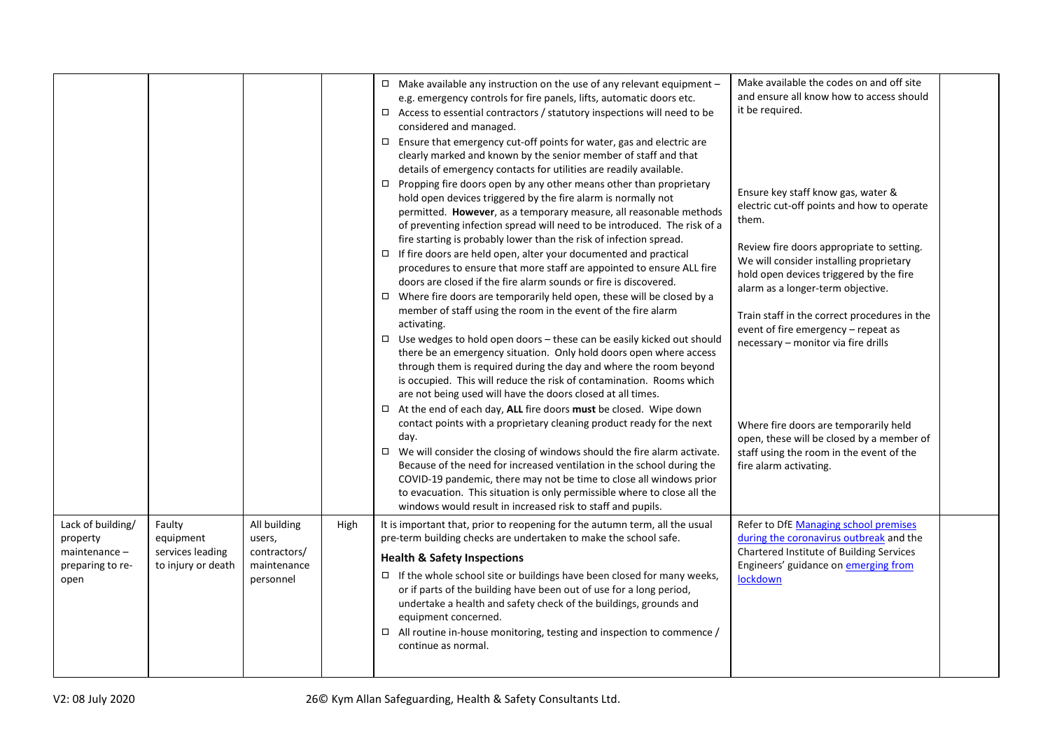| | | | | | | |
|---|---|---|---|---|---|---|
| | | | | ☐ Make available any instruction on the use of any relevant equipment – e.g. emergency controls for fire panels, lifts, automatic doors etc.<br>☐ Access to essential contractors / statutory inspections will need to be considered and managed.<br>☐ Ensure that emergency cut-off points for water, gas and electric are clearly marked and known by the senior member of staff and that details of emergency contacts for utilities are readily available.<br>☐ Propping fire doors open by any other means other than proprietary hold open devices triggered by the fire alarm is normally not permitted. **However**, as a temporary measure, all reasonable methods of preventing infection spread will need to be introduced. The risk of a fire starting is probably lower than the risk of infection spread.<br>☐ If fire doors are held open, alter your documented and practical procedures to ensure that more staff are appointed to ensure ALL fire doors are closed if the fire alarm sounds or fire is discovered.<br>☐ Where fire doors are temporarily held open, these will be closed by a member of staff using the room in the event of the fire alarm activating.<br>☐ Use wedges to hold open doors – these can be easily kicked out should there be an emergency situation. Only hold doors open where access through them is required during the day and where the room beyond is occupied. This will reduce the risk of contamination. Rooms which are not being used will have the doors closed at all times.<br>☐ At the end of each day, **ALL** fire doors **must** be closed. Wipe down contact points with a proprietary cleaning product ready for the next day.<br>☐ We will consider the closing of windows should the fire alarm activate. Because of the need for increased ventilation in the school during the COVID-19 pandemic, there may not be time to close all windows prior to evacuation. This situation is only permissible where to close all the windows would result in increased risk to staff and pupils. | Make available the codes on and off site and ensure all know how to access should it be required.<br><br>Ensure key staff know gas, water & electric cut-off points and how to operate them.<br><br>Review fire doors appropriate to setting. We will consider installing proprietary hold open devices triggered by the fire alarm as a longer-term objective.<br><br>Train staff in the correct procedures in the event of fire emergency – repeat as necessary – monitor via fire drills<br><br>Where fire doors are temporarily held open, these will be closed by a member of staff using the room in the event of the fire alarm activating. | |
| Lack of building/ property maintenance – preparing to re-open | Faulty equipment services leading to injury or death | All building users, contractors/ maintenance personnel | High | It is important that, prior to reopening for the autumn term, all the usual pre-term building checks are undertaken to make the school safe.<br>**Health & Safety Inspections**<br>☐ If the whole school site or buildings have been closed for many weeks, or if parts of the building have been out of use for a long period, undertake a health and safety check of the buildings, grounds and equipment concerned.<br>☐ All routine in-house monitoring, testing and inspection to commence / continue as normal. | Refer to DfE Managing school premises during the coronavirus outbreak and the Chartered Institute of Building Services Engineers' guidance on emerging from lockdown | |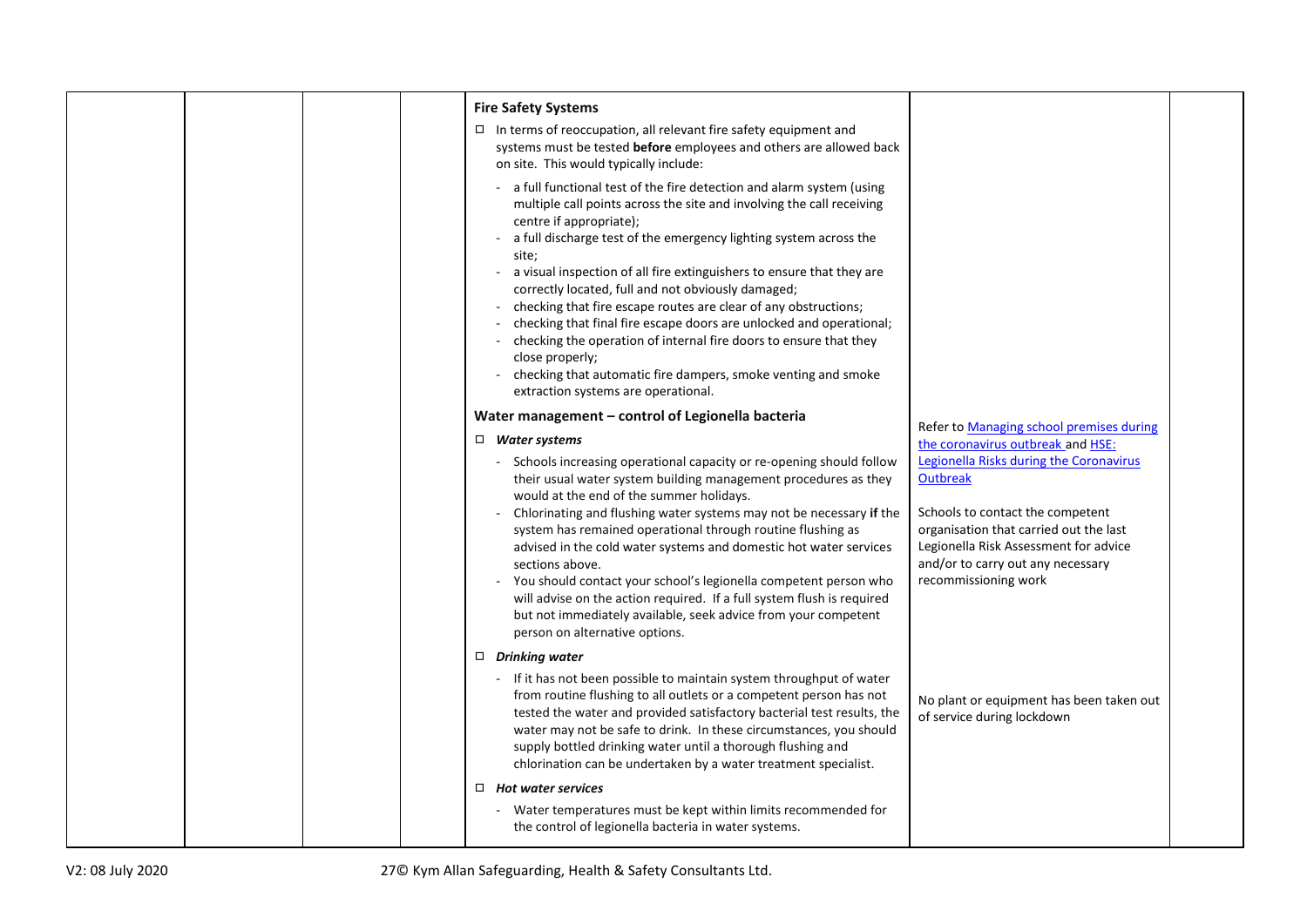| | | | | | | |
|---|---|---|---|---|---|---|
| | | | | **Fire Safety Systems**<br><br>☐ In terms of reoccupation, all relevant fire safety equipment and systems must be tested **before** employees and others are allowed back on site. This would typically include:<br>- a full functional test of the fire detection and alarm system (using multiple call points across the site and involving the call receiving centre if appropriate);<br>- a full discharge test of the emergency lighting system across the site;<br>- a visual inspection of all fire extinguishers to ensure that they are correctly located, full and not obviously damaged;<br>- checking that fire escape routes are clear of any obstructions;<br>- checking that final fire escape doors are unlocked and operational;<br>- checking the operation of internal fire doors to ensure that they close properly;<br>- checking that automatic fire dampers, smoke venting and smoke extraction systems are operational.<br><br>**Water management – control of Legionella bacteria**<br><br>☐ ***Water systems***<br>- Schools increasing operational capacity or re-opening should follow their usual water system building management procedures as they would at the end of the summer holidays.<br>- Chlorinating and flushing water systems may not be necessary **if** the system has remained operational through routine flushing as advised in the cold water systems and domestic hot water services sections above.<br>- You should contact your school's legionella competent person who will advise on the action required. If a full system flush is required but not immediately available, seek advice from your competent person on alternative options.<br><br>☐ ***Drinking water***<br>- If it has not been possible to maintain system throughput of water from routine flushing to all outlets or a competent person has not tested the water and provided satisfactory bacterial test results, the water may not be safe to drink. In these circumstances, you should supply bottled drinking water until a thorough flushing and chlorination can be undertaken by a water treatment specialist.<br><br>☐ ***Hot water services***<br>- Water temperatures must be kept within limits recommended for the control of legionella bacteria in water systems. | Refer to Managing school premises during the coronavirus outbreak and HSE: Legionella Risks during the Coronavirus Outbreak<br><br>Schools to contact the competent organisation that carried out the last Legionella Risk Assessment for advice and/or to carry out any necessary recommissioning work<br><br>No plant or equipment has been taken out of service during lockdown | |

V2: 08 July 2020

© Kym Allan Safeguarding, Health & Safety Consultants Ltd.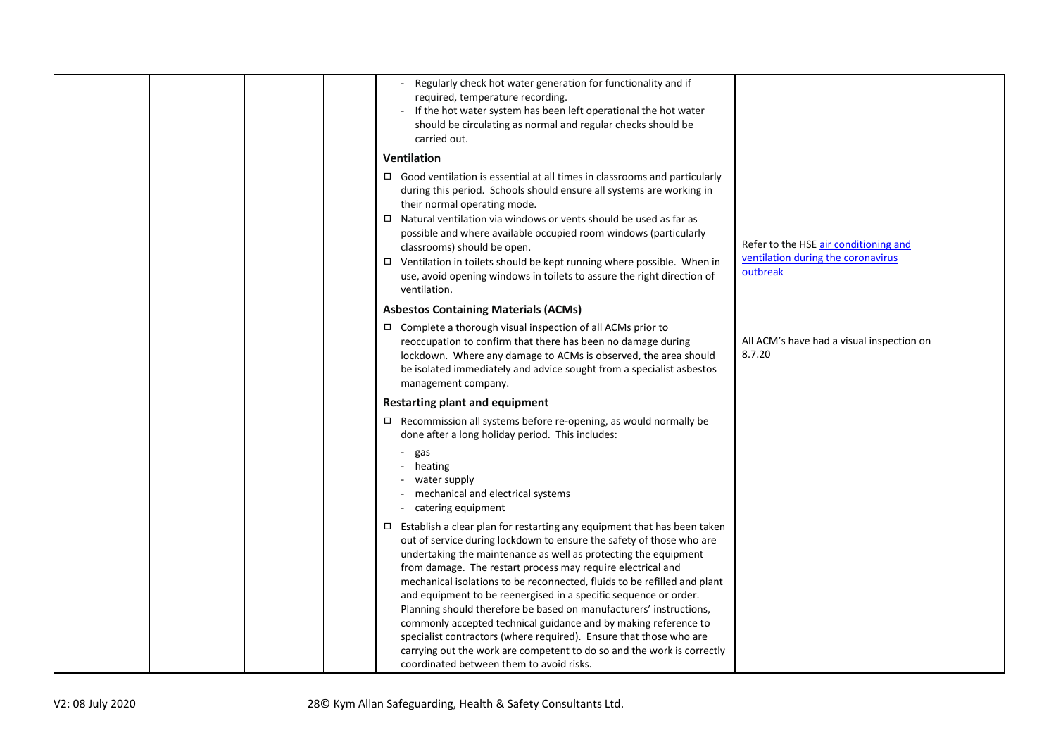| | | | | | |
|---|---|---|---|---|---|
| | | | - Regularly check hot water generation for functionality and if required, temperature recording.<br>- If the hot water system has been left operational the hot water should be circulating as normal and regular checks should be carried out.<br><br>**Ventilation**<br><br>☐ Good ventilation is essential at all times in classrooms and particularly during this period. Schools should ensure all systems are working in their normal operating mode.<br>☐ Natural ventilation via windows or vents should be used as far as possible and where available occupied room windows (particularly classrooms) should be open.<br>☐ Ventilation in toilets should be kept running where possible. When in use, avoid opening windows in toilets to assure the right direction of ventilation.<br><br>**Asbestos Containing Materials (ACMs)**<br><br>☐ Complete a thorough visual inspection of all ACMs prior to reoccupation to confirm that there has been no damage during lockdown. Where any damage to ACMs is observed, the area should be isolated immediately and advice sought from a specialist asbestos management company.<br><br>**Restarting plant and equipment**<br><br>☐ Recommission all systems before re-opening, as would normally be done after a long holiday period. This includes:<br>- gas<br>- heating<br>- water supply<br>- mechanical and electrical systems<br>- catering equipment<br><br>☐ Establish a clear plan for restarting any equipment that has been taken out of service during lockdown to ensure the safety of those who are undertaking the maintenance as well as protecting the equipment from damage. The restart process may require electrical and mechanical isolations to be reconnected, fluids to be refilled and plant and equipment to be reenergised in a specific sequence or order. Planning should therefore be based on manufacturers' instructions, commonly accepted technical guidance and by making reference to specialist contractors (where required). Ensure that those who are carrying out the work are competent to do so and the work is correctly coordinated between them to avoid risks. | Refer to the HSE air conditioning and ventilation during the coronavirus outbreak<br><br>All ACM's have had a visual inspection on 8.7.20 | |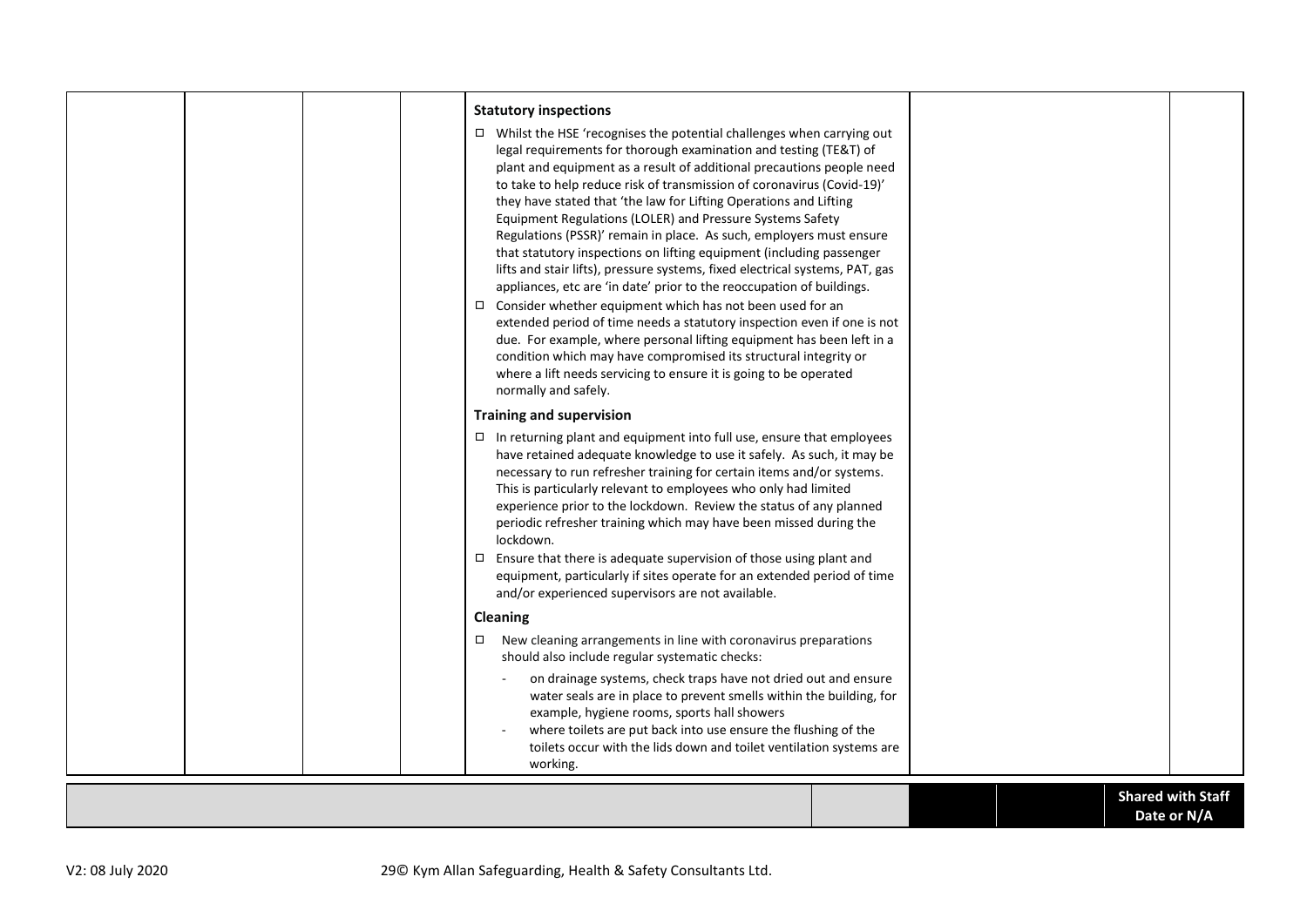| | | | | | |
|---|---|---|---|---|---|
| | | | **Statutory inspections**<br><br>☐ Whilst the HSE 'recognises the potential challenges when carrying out legal requirements for thorough examination and testing (TE&T) of plant and equipment as a result of additional precautions people need to take to help reduce risk of transmission of coronavirus (Covid-19)' they have stated that 'the law for Lifting Operations and Lifting Equipment Regulations (LOLER) and Pressure Systems Safety Regulations (PSSR)' remain in place. As such, employers must ensure that statutory inspections on lifting equipment (including passenger lifts and stair lifts), pressure systems, fixed electrical systems, PAT, gas appliances, etc are 'in date' prior to the reoccupation of buildings.<br>☐ Consider whether equipment which has not been used for an extended period of time needs a statutory inspection even if one is not due. For example, where personal lifting equipment has been left in a condition which may have compromised its structural integrity or where a lift needs servicing to ensure it is going to be operated normally and safely.<br><br>**Training and supervision**<br><br>☐ In returning plant and equipment into full use, ensure that employees have retained adequate knowledge to use it safely. As such, it may be necessary to run refresher training for certain items and/or systems. This is particularly relevant to employees who only had limited experience prior to the lockdown. Review the status of any planned periodic refresher training which may have been missed during the lockdown.<br>☐ Ensure that there is adequate supervision of those using plant and equipment, particularly if sites operate for an extended period of time and/or experienced supervisors are not available.<br><br>**Cleaning**<br><br>☐ New cleaning arrangements in line with coronavirus preparations should also include regular systematic checks:<br>- on drainage systems, check traps have not dried out and ensure water seals are in place to prevent smells within the building, for example, hygiene rooms, sports hall showers<br>- where toilets are put back into use ensure the flushing of the toilets occur with the lids down and toilet ventilation systems are working. | | |

| | | | | |
|---|---|---|---|---|
| | | | | **Shared with Staff Date or N/A** |

V2: 08 July 2020

© Kym Allan Safeguarding, Health & Safety Consultants Ltd.